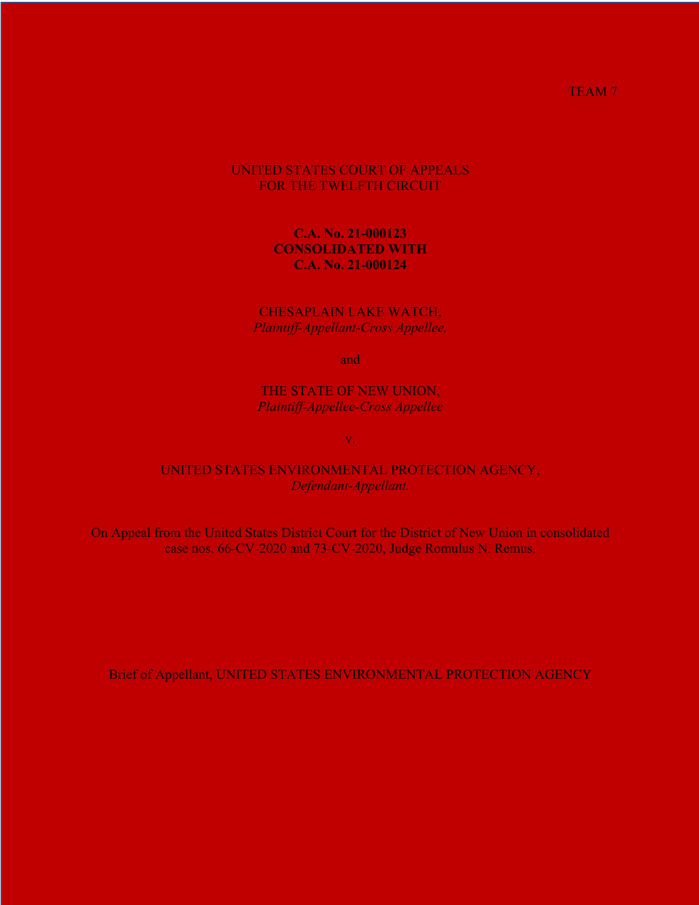TEAM 7

UNITED STATES COURT OF APPEALS
FOR THE TWELFTH CIRCUIT

**C.A. No. 21-000123**
**CONSOLIDATED WITH**
**C.A. No. 21-000124**

CHESAPLAIN LAKE WATCH,
*Plaintiff-Appellant-Cross Appellee,*

and

THE STATE OF NEW UNION,
*Plaintiff-Appellee-Cross Appellee*

v.

UNITED STATES ENVIRONMENTAL PROTECTION AGENCY,
*Defendant-Appellant.*

On Appeal from the United States District Court for the District of New Union in consolidated case nos. 66-CV-2020 and 73-CV-2020, Judge Romulus N. Remus.

Brief of Appellant, UNITED STATES ENVIRONMENTAL PROTECTION AGENCY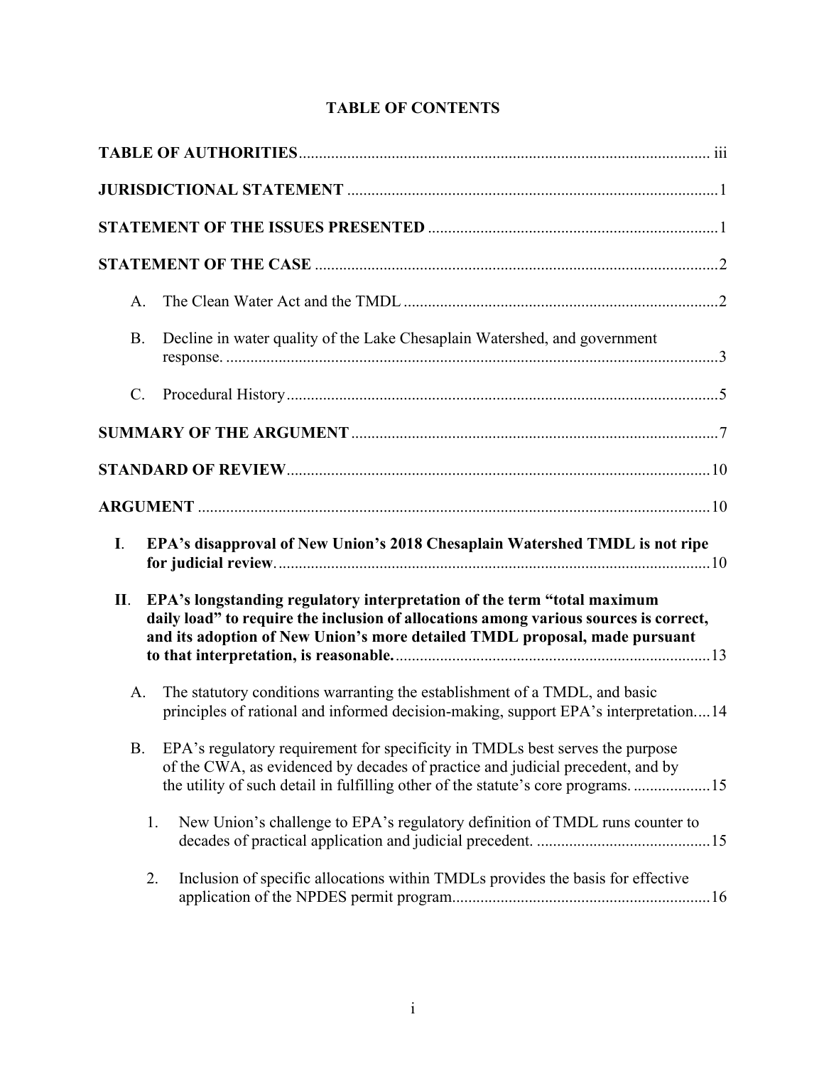# TABLE OF CONTENTS

**TABLE OF AUTHORITIES** ........................................................................................ iii

**JURISDICTIONAL STATEMENT** ........................................................................................ 1

**STATEMENT OF THE ISSUES PRESENTED** ........................................................................................ 1

**STATEMENT OF THE CASE** ........................................................................................ 2

- A. The Clean Water Act and the TMDL ........................................................................................ 2
- B. Decline in water quality of the Lake Chesaplain Watershed, and government response. ........................................................................................ 3
- C. Procedural History ........................................................................................ 5

**SUMMARY OF THE ARGUMENT** ........................................................................................ 7

**STANDARD OF REVIEW** ........................................................................................ 10

**ARGUMENT** ........................................................................................ 10

**I. EPA's disapproval of New Union's 2018 Chesaplain Watershed TMDL is not ripe for judicial review.** ........................................................................................ 10

**II. EPA's longstanding regulatory interpretation of the term "total maximum daily load" to require the inclusion of allocations among various sources is correct, and its adoption of New Union's more detailed TMDL proposal, made pursuant to that interpretation, is reasonable.** ........................................................................................ 13

- A. The statutory conditions warranting the establishment of a TMDL, and basic principles of rational and informed decision-making, support EPA's interpretation. ... 14
- B. EPA's regulatory requirement for specificity in TMDLs best serves the purpose of the CWA, as evidenced by decades of practice and judicial precedent, and by the utility of such detail in fulfilling other of the statute's core programs. ........................ 15
  1. New Union's challenge to EPA's regulatory definition of TMDL runs counter to decades of practical application and judicial precedent. ........................................ 15
  2. Inclusion of specific allocations within TMDLs provides the basis for effective application of the NPDES permit program. ........................................ 16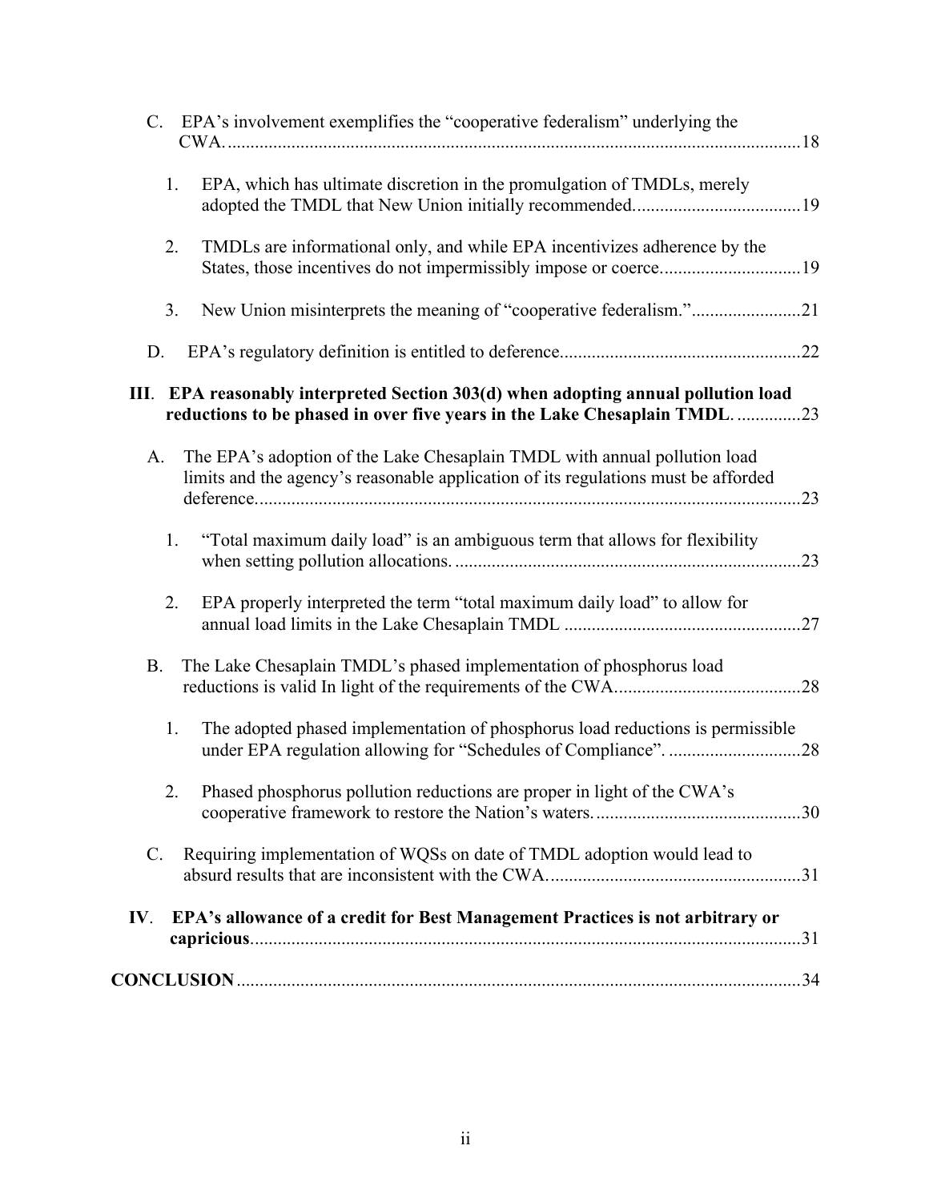C. EPA's involvement exemplifies the "cooperative federalism" underlying the CWA. ....18

1. EPA, which has ultimate discretion in the promulgation of TMDLs, merely adopted the TMDL that New Union initially recommended. ....19

2. TMDLs are informational only, and while EPA incentivizes adherence by the States, those incentives do not impermissibly impose or coerce. ....19

3. New Union misinterprets the meaning of "cooperative federalism." ....21

D. EPA's regulatory definition is entitled to deference. ....22

**III. EPA reasonably interpreted Section 303(d) when adopting annual pollution load reductions to be phased in over five years in the Lake Chesaplain TMDL.** ....23

A. The EPA's adoption of the Lake Chesaplain TMDL with annual pollution load limits and the agency's reasonable application of its regulations must be afforded deference. ....23

1. "Total maximum daily load" is an ambiguous term that allows for flexibility when setting pollution allocations. ....23

2. EPA properly interpreted the term "total maximum daily load" to allow for annual load limits in the Lake Chesaplain TMDL ....27

B. The Lake Chesaplain TMDL's phased implementation of phosphorus load reductions is valid In light of the requirements of the CWA. ....28

1. The adopted phased implementation of phosphorus load reductions is permissible under EPA regulation allowing for "Schedules of Compliance". ....28

2. Phased phosphorus pollution reductions are proper in light of the CWA's cooperative framework to restore the Nation's waters. ....30

C. Requiring implementation of WQSs on date of TMDL adoption would lead to absurd results that are inconsistent with the CWA. ....31

**IV. EPA's allowance of a credit for Best Management Practices is not arbitrary or capricious**. ....31

**CONCLUSION** ....34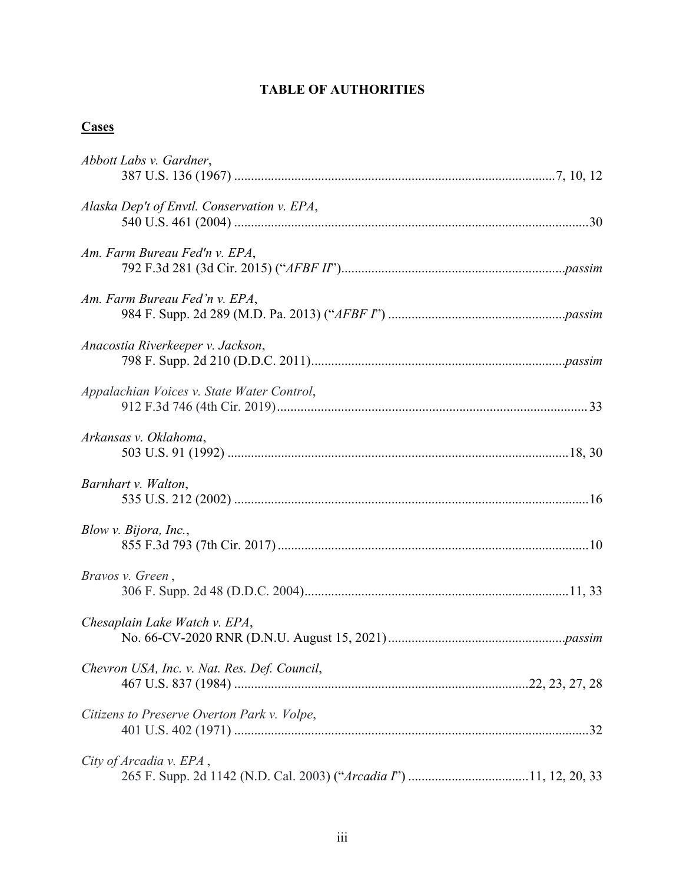# TABLE OF AUTHORITIES

## Cases

*Abbott Labs v. Gardner*,
387 U.S. 136 (1967) ............................................................................................7, 10, 12

*Alaska Dep't of Envtl. Conservation v. EPA*,
540 U.S. 461 (2004) ..........................................................................................................30

*Am. Farm Bureau Fed'n v. EPA*,
792 F.3d 281 (3d Cir. 2015) ("*AFBF II*")..................................................................*passim*

*Am. Farm Bureau Fed'n v. EPA*,
984 F. Supp. 2d 289 (M.D. Pa. 2013) ("*AFBF I*") ....................................................*passim*

*Anacostia Riverkeeper v. Jackson*,
798 F. Supp. 2d 210 (D.D.C. 2011)...........................................................................*passim*

*Appalachian Voices v. State Water Control*,
912 F.3d 746 (4th Cir. 2019)............................................................................................33

*Arkansas v. Oklahoma*,
503 U.S. 91 (1992) ......................................................................................................18, 30

*Barnhart v. Walton*,
535 U.S. 212 (2002) ..........................................................................................................16

*Blow v. Bijora, Inc.*,
855 F.3d 793 (7th Cir. 2017)............................................................................................10

*Bravos v. Green* ,
306 F. Supp. 2d 48 (D.D.C. 2004)...............................................................................11, 33

*Chesaplain Lake Watch v. EPA*,
No. 66-CV-2020 RNR (D.N.U. August 15, 2021)....................................................*passim*

*Chevron USA, Inc. v. Nat. Res. Def. Council*,
467 U.S. 837 (1984) .......................................................................................22, 23, 27, 28

*Citizens to Preserve Overton Park v. Volpe*,
401 U.S. 402 (1971) ..........................................................................................................32

*City of Arcadia v. EPA* ,
265 F. Supp. 2d 1142 (N.D. Cal. 2003) ("*Arcadia I*") ....................................11, 12, 20, 33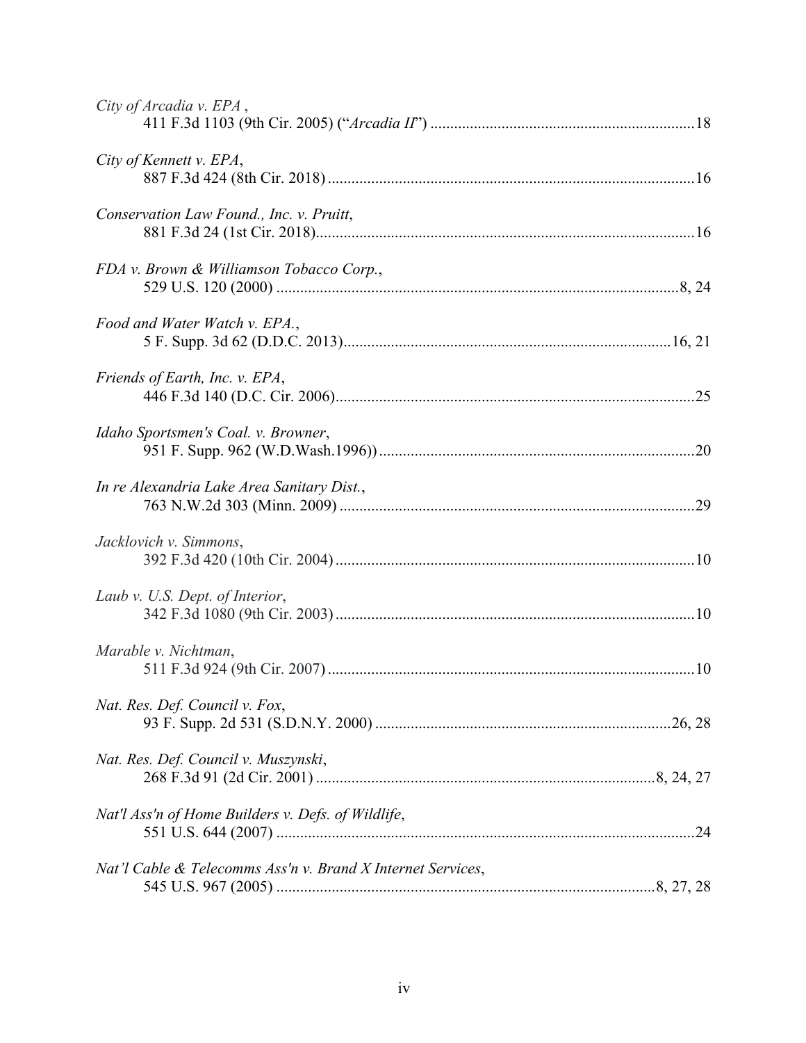*City of Arcadia v. EPA* ,
411 F.3d 1103 (9th Cir. 2005) ("*Arcadia II*") .................................................................18

*City of Kennett v. EPA*,
887 F.3d 424 (8th Cir. 2018) ..........................................................................................16

*Conservation Law Found., Inc. v. Pruitt*,
881 F.3d 24 (1st Cir. 2018)..............................................................................................16

*FDA v. Brown & Williamson Tobacco Corp.*,
529 U.S. 120 (2000) ....................................................................................................8, 24

*Food and Water Watch v. EPA.*,
5 F. Supp. 3d 62 (D.D.C. 2013)..................................................................................16, 21

*Friends of Earth, Inc. v. EPA*,
446 F.3d 140 (D.C. Cir. 2006).........................................................................................25

*Idaho Sportsmen's Coal. v. Browner*,
951 F. Supp. 962 (W.D.Wash.1996)) ...............................................................................20

*In re Alexandria Lake Area Sanitary Dist.*,
763 N.W.2d 303 (Minn. 2009) ........................................................................................29

*Jacklovich v. Simmons*,
392 F.3d 420 (10th Cir. 2004) .........................................................................................10

*Laub v. U.S. Dept. of Interior*,
342 F.3d 1080 (9th Cir. 2003) .........................................................................................10

*Marable v. Nichtman*,
511 F.3d 924 (9th Cir. 2007) ...........................................................................................10

*Nat. Res. Def. Council v. Fox*,
93 F. Supp. 2d 531 (S.D.N.Y. 2000) ..........................................................................26, 28

*Nat. Res. Def. Council v. Muszynski*,
268 F.3d 91 (2d Cir. 2001) ....................................................................................8, 24, 27

*Nat'l Ass'n of Home Builders v. Defs. of Wildlife*,
551 U.S. 644 (2007) ........................................................................................................24

*Nat'l Cable & Telecomms Ass'n v. Brand X Internet Services*,
545 U.S. 967 (2005) .............................................................................................8, 27, 28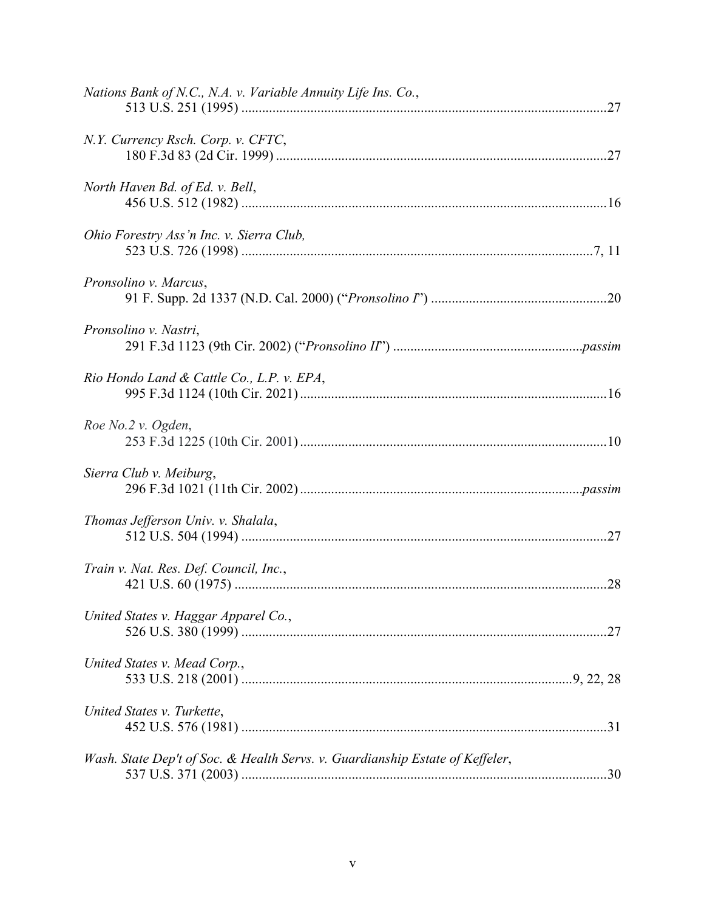*Nations Bank of N.C., N.A. v. Variable Annuity Life Ins. Co.*,
513 U.S. 251 (1995) .....................................................................................................27

*N.Y. Currency Rsch. Corp. v. CFTC*,
180 F.3d 83 (2d Cir. 1999) ...........................................................................................27

*North Haven Bd. of Ed. v. Bell*,
456 U.S. 512 (1982) .....................................................................................................16

*Ohio Forestry Ass'n Inc. v. Sierra Club,*
523 U.S. 726 (1998) .................................................................................................7, 11

*Pronsolino v. Marcus*,
91 F. Supp. 2d 1337 (N.D. Cal. 2000) ("*Pronsolino I*") ..................................................20

*Pronsolino v. Nastri*,
291 F.3d 1123 (9th Cir. 2002) ("*Pronsolino II*") ......................................................*passim*

*Rio Hondo Land & Cattle Co., L.P. v. EPA*,
995 F.3d 1124 (10th Cir. 2021) .....................................................................................16

*Roe No.2 v. Ogden*,
253 F.3d 1225 (10th Cir. 2001) .....................................................................................10

*Sierra Club v. Meiburg*,
296 F.3d 1021 (11th Cir. 2002) ..............................................................................*passim*

*Thomas Jefferson Univ. v. Shalala*,
512 U.S. 504 (1994) .....................................................................................................27

*Train v. Nat. Res. Def. Council, Inc.*,
421 U.S. 60 (1975) .......................................................................................................28

*United States v. Haggar Apparel Co.*,
526 U.S. 380 (1999) .....................................................................................................27

*United States v. Mead Corp.*,
533 U.S. 218 (2001) .........................................................................................9, 22, 28

*United States v. Turkette*,
452 U.S. 576 (1981) .....................................................................................................31

*Wash. State Dep't of Soc. & Health Servs. v. Guardianship Estate of Keffeler*,
537 U.S. 371 (2003) .....................................................................................................30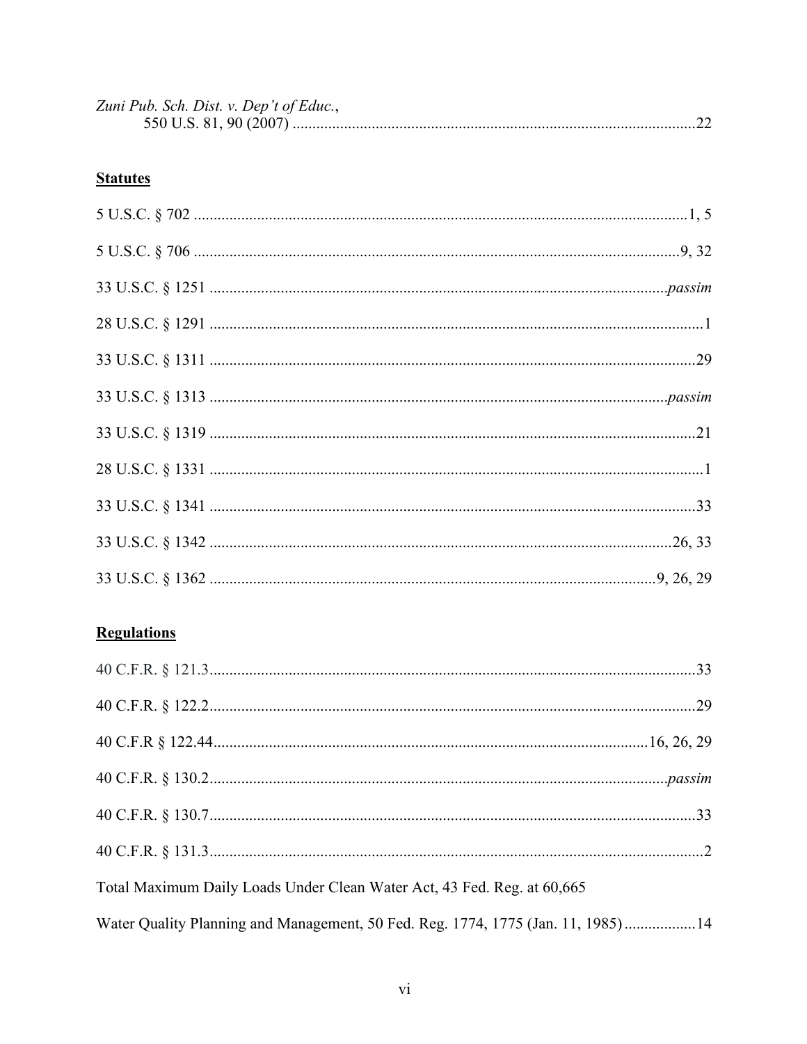*Zuni Pub. Sch. Dist. v. Dep't of Educ.*,
550 U.S. 81, 90 (2007) ....................................................................................................22

**Statutes**

5 U.S.C. § 702 ...........................................................................................................1, 5

5 U.S.C. § 706 .........................................................................................................9, 32

33 U.S.C. § 1251 ..................................................................................................*passim*

28 U.S.C. § 1291 ...........................................................................................................1

33 U.S.C. § 1311 .........................................................................................................29

33 U.S.C. § 1313 ..................................................................................................*passim*

33 U.S.C. § 1319 .........................................................................................................21

28 U.S.C. § 1331 ...........................................................................................................1

33 U.S.C. § 1341 .........................................................................................................33

33 U.S.C. § 1342 .....................................................................................................26, 33

33 U.S.C. § 1362 .................................................................................................9, 26, 29

**Regulations**

40 C.F.R. § 121.3.........................................................................................................33

40 C.F.R. § 122.2.........................................................................................................29

40 C.F.R § 122.44............................................................................................16, 26, 29

40 C.F.R. § 130.2..................................................................................................*passim*

40 C.F.R. § 130.7.........................................................................................................33

40 C.F.R. § 131.3...........................................................................................................2

Total Maximum Daily Loads Under Clean Water Act, 43 Fed. Reg. at 60,665

Water Quality Planning and Management, 50 Fed. Reg. 1774, 1775 (Jan. 11, 1985) ..................14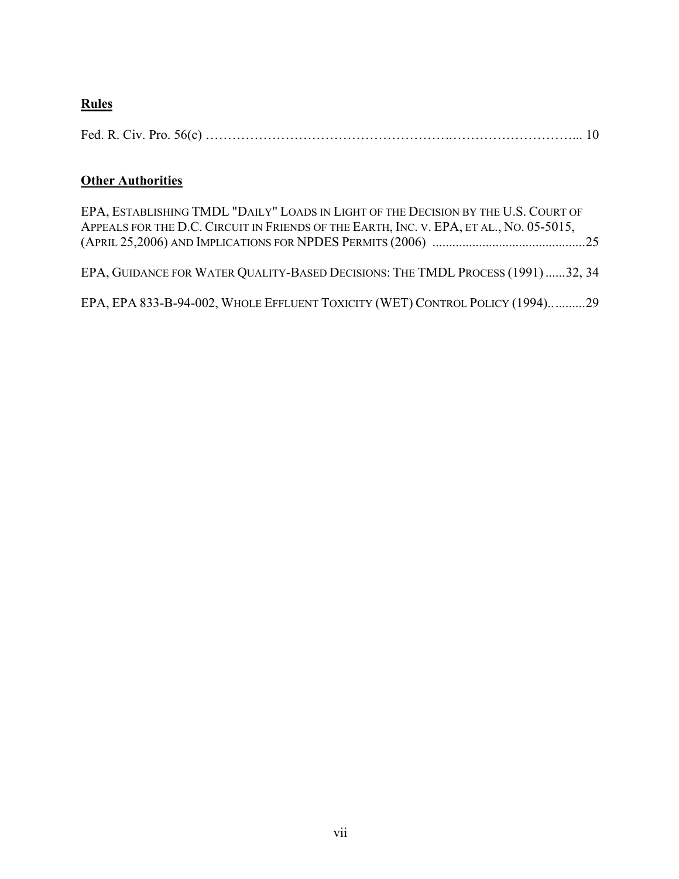**Rules**

Fed. R. Civ. Pro. 56(c) ………………………………………………….………………………... 10

**Other Authorities**

EPA, ESTABLISHING TMDL "DAILY" LOADS IN LIGHT OF THE DECISION BY THE U.S. COURT OF APPEALS FOR THE D.C. CIRCUIT IN FRIENDS OF THE EARTH, INC. V. EPA, ET AL., NO. 05-5015, (APRIL 25,2006) AND IMPLICATIONS FOR NPDES PERMITS (2006) .............................................25

EPA, GUIDANCE FOR WATER QUALITY-BASED DECISIONS: THE TMDL PROCESS (1991) ......32, 34

EPA, EPA 833-B-94-002, WHOLE EFFLUENT TOXICITY (WET) CONTROL POLICY (1994)…........29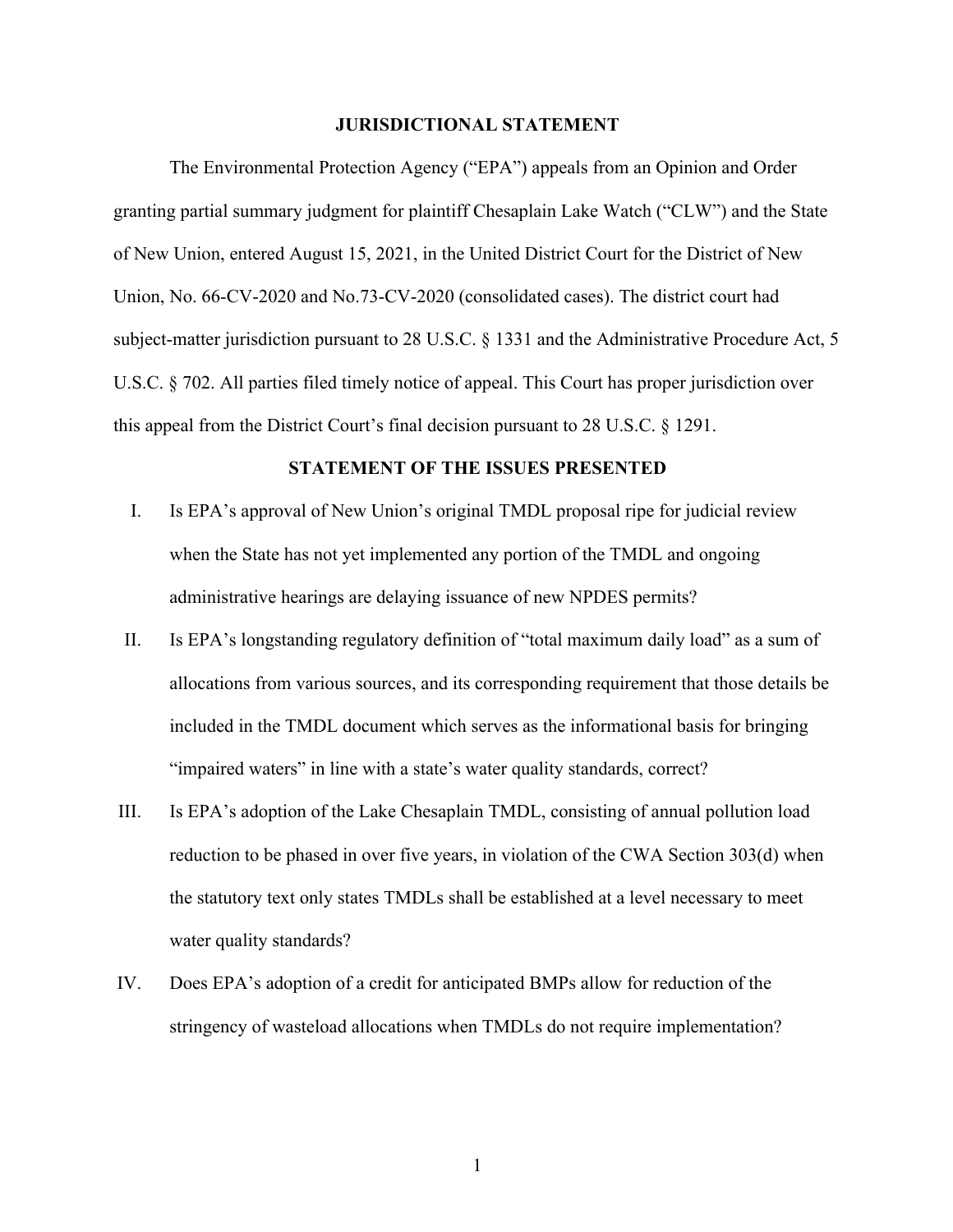## JURISDICTIONAL STATEMENT

The Environmental Protection Agency ("EPA") appeals from an Opinion and Order granting partial summary judgment for plaintiff Chesaplain Lake Watch ("CLW") and the State of New Union, entered August 15, 2021, in the United District Court for the District of New Union, No. 66-CV-2020 and No.73-CV-2020 (consolidated cases). The district court had subject-matter jurisdiction pursuant to 28 U.S.C. § 1331 and the Administrative Procedure Act, 5 U.S.C. § 702. All parties filed timely notice of appeal. This Court has proper jurisdiction over this appeal from the District Court's final decision pursuant to 28 U.S.C. § 1291.

## STATEMENT OF THE ISSUES PRESENTED

I. Is EPA's approval of New Union's original TMDL proposal ripe for judicial review when the State has not yet implemented any portion of the TMDL and ongoing administrative hearings are delaying issuance of new NPDES permits?

II. Is EPA's longstanding regulatory definition of "total maximum daily load" as a sum of allocations from various sources, and its corresponding requirement that those details be included in the TMDL document which serves as the informational basis for bringing "impaired waters" in line with a state's water quality standards, correct?

III. Is EPA's adoption of the Lake Chesaplain TMDL, consisting of annual pollution load reduction to be phased in over five years, in violation of the CWA Section 303(d) when the statutory text only states TMDLs shall be established at a level necessary to meet water quality standards?

IV. Does EPA's adoption of a credit for anticipated BMPs allow for reduction of the stringency of wasteload allocations when TMDLs do not require implementation?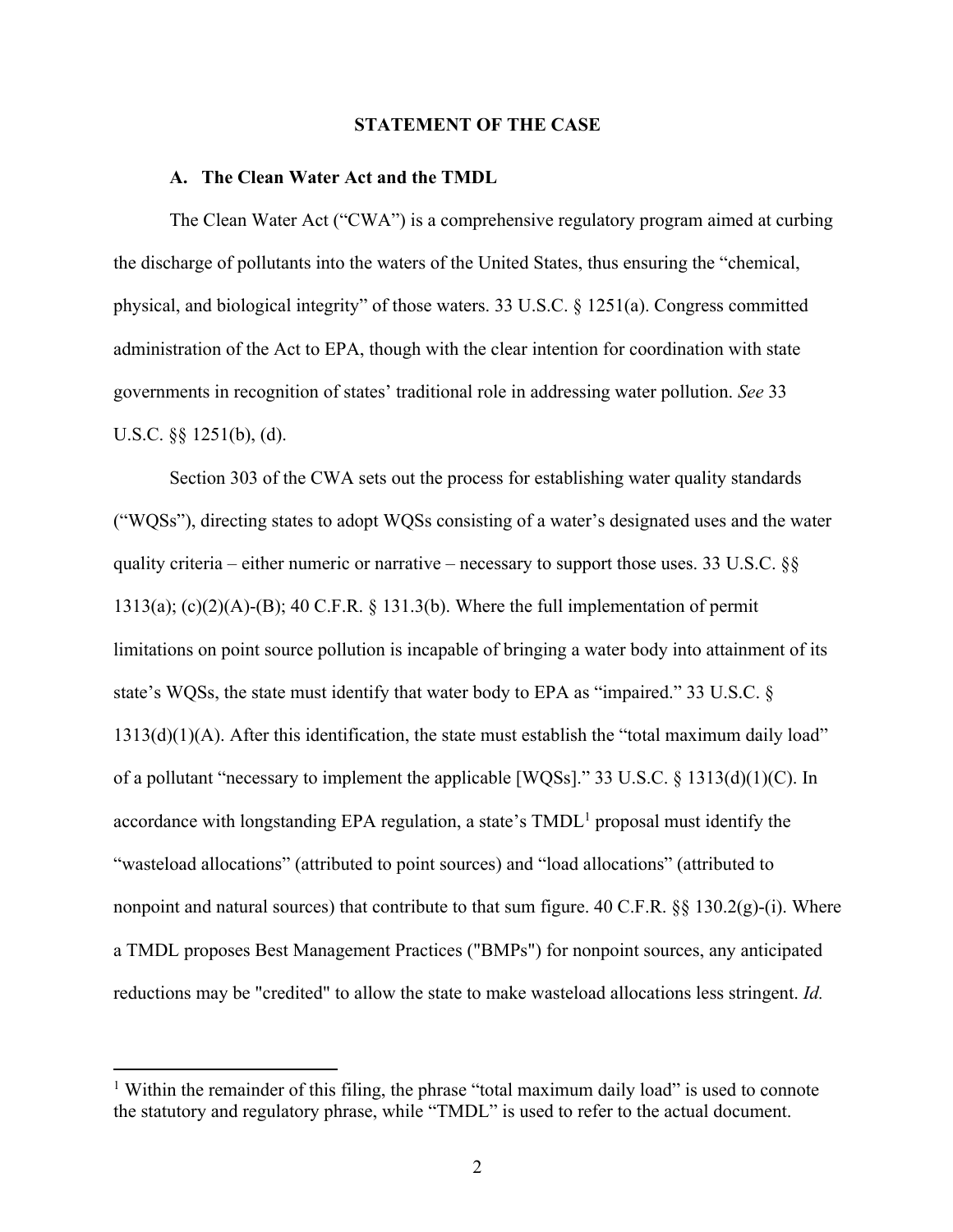## STATEMENT OF THE CASE

### A. The Clean Water Act and the TMDL

The Clean Water Act ("CWA") is a comprehensive regulatory program aimed at curbing the discharge of pollutants into the waters of the United States, thus ensuring the "chemical, physical, and biological integrity" of those waters. 33 U.S.C. § 1251(a). Congress committed administration of the Act to EPA, though with the clear intention for coordination with state governments in recognition of states' traditional role in addressing water pollution. *See* 33 U.S.C. §§ 1251(b), (d).

Section 303 of the CWA sets out the process for establishing water quality standards ("WQSs"), directing states to adopt WQSs consisting of a water's designated uses and the water quality criteria – either numeric or narrative – necessary to support those uses. 33 U.S.C. §§ 1313(a); (c)(2)(A)-(B); 40 C.F.R. § 131.3(b). Where the full implementation of permit limitations on point source pollution is incapable of bringing a water body into attainment of its state's WQSs, the state must identify that water body to EPA as "impaired." 33 U.S.C. § 1313(d)(1)(A). After this identification, the state must establish the "total maximum daily load" of a pollutant "necessary to implement the applicable [WQSs]." 33 U.S.C. § 1313(d)(1)(C). In accordance with longstanding EPA regulation, a state's TMDL[1] proposal must identify the "wasteload allocations" (attributed to point sources) and "load allocations" (attributed to nonpoint and natural sources) that contribute to that sum figure. 40 C.F.R. §§ 130.2(g)-(i). Where a TMDL proposes Best Management Practices ("BMPs") for nonpoint sources, any anticipated reductions may be "credited" to allow the state to make wasteload allocations less stringent. *Id.*

[1] Within the remainder of this filing, the phrase "total maximum daily load" is used to connote the statutory and regulatory phrase, while "TMDL" is used to refer to the actual document.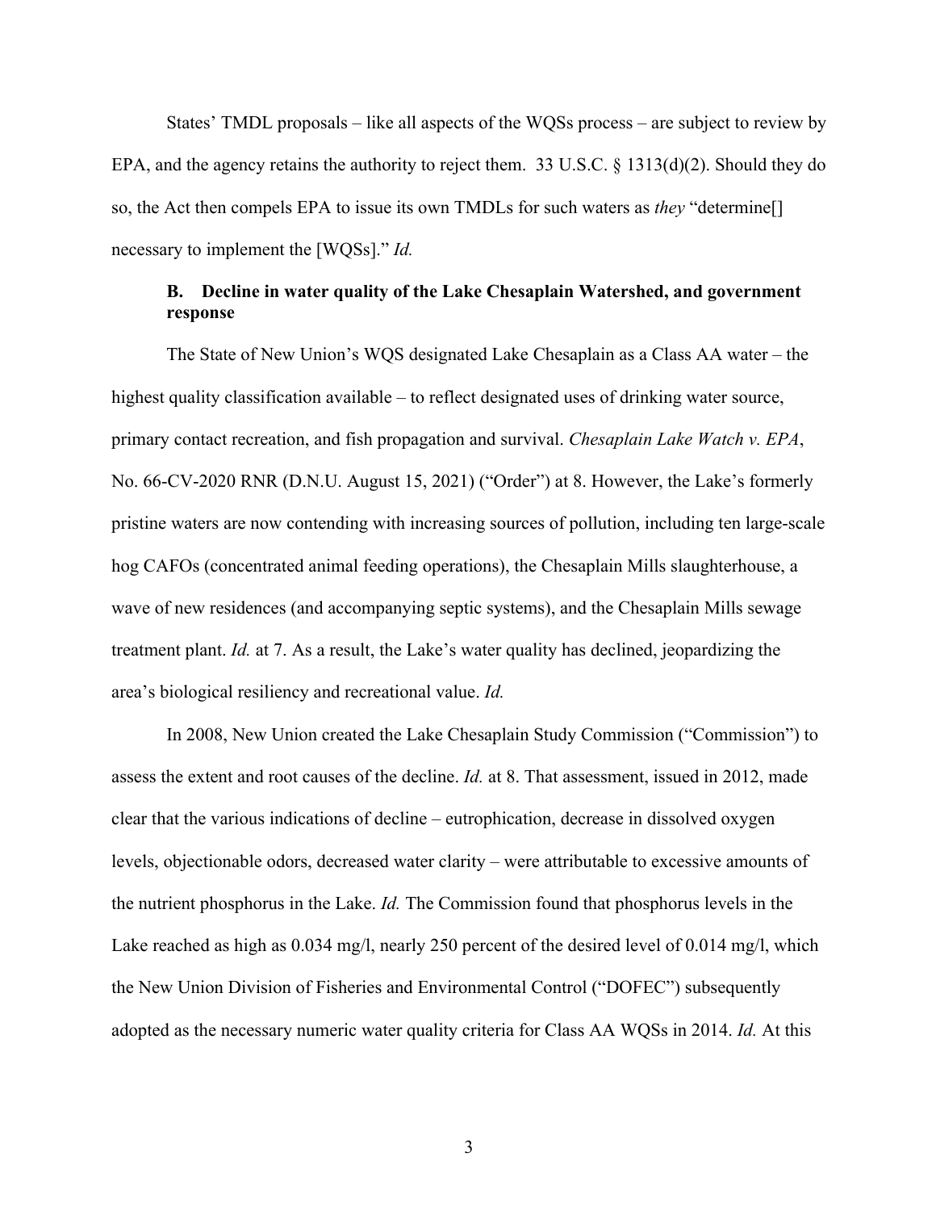States' TMDL proposals – like all aspects of the WQSs process – are subject to review by EPA, and the agency retains the authority to reject them. 33 U.S.C. § 1313(d)(2). Should they do so, the Act then compels EPA to issue its own TMDLs for such waters as *they* "determine[] necessary to implement the [WQSs]." *Id.*

### B. Decline in water quality of the Lake Chesaplain Watershed, and government response

The State of New Union's WQS designated Lake Chesaplain as a Class AA water – the highest quality classification available – to reflect designated uses of drinking water source, primary contact recreation, and fish propagation and survival. *Chesaplain Lake Watch v. EPA*, No. 66-CV-2020 RNR (D.N.U. August 15, 2021) ("Order") at 8. However, the Lake's formerly pristine waters are now contending with increasing sources of pollution, including ten large-scale hog CAFOs (concentrated animal feeding operations), the Chesaplain Mills slaughterhouse, a wave of new residences (and accompanying septic systems), and the Chesaplain Mills sewage treatment plant. *Id.* at 7. As a result, the Lake's water quality has declined, jeopardizing the area's biological resiliency and recreational value. *Id.*

In 2008, New Union created the Lake Chesaplain Study Commission ("Commission") to assess the extent and root causes of the decline. *Id.* at 8. That assessment, issued in 2012, made clear that the various indications of decline – eutrophication, decrease in dissolved oxygen levels, objectionable odors, decreased water clarity – were attributable to excessive amounts of the nutrient phosphorus in the Lake. *Id.* The Commission found that phosphorus levels in the Lake reached as high as 0.034 mg/l, nearly 250 percent of the desired level of 0.014 mg/l, which the New Union Division of Fisheries and Environmental Control ("DOFEC") subsequently adopted as the necessary numeric water quality criteria for Class AA WQSs in 2014. *Id.* At this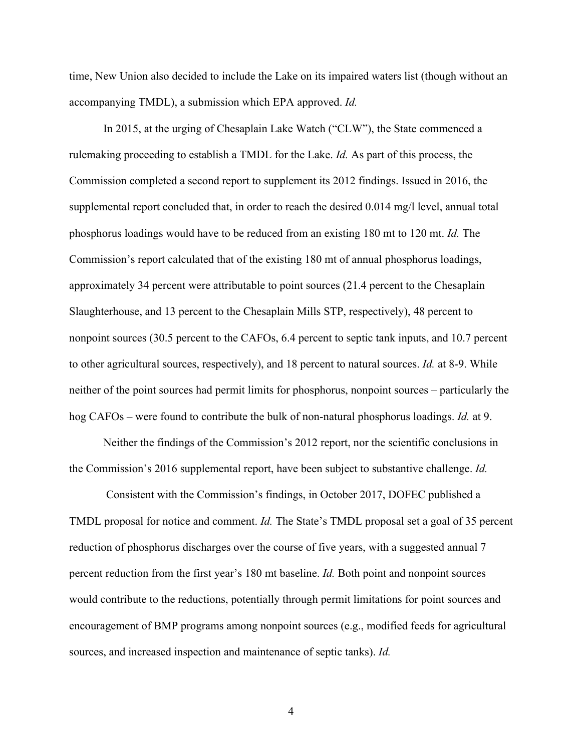time, New Union also decided to include the Lake on its impaired waters list (though without an accompanying TMDL), a submission which EPA approved. *Id.*

In 2015, at the urging of Chesaplain Lake Watch ("CLW"), the State commenced a rulemaking proceeding to establish a TMDL for the Lake. *Id.* As part of this process, the Commission completed a second report to supplement its 2012 findings. Issued in 2016, the supplemental report concluded that, in order to reach the desired 0.014 mg/l level, annual total phosphorus loadings would have to be reduced from an existing 180 mt to 120 mt. *Id.* The Commission's report calculated that of the existing 180 mt of annual phosphorus loadings, approximately 34 percent were attributable to point sources (21.4 percent to the Chesaplain Slaughterhouse, and 13 percent to the Chesaplain Mills STP, respectively), 48 percent to nonpoint sources (30.5 percent to the CAFOs, 6.4 percent to septic tank inputs, and 10.7 percent to other agricultural sources, respectively), and 18 percent to natural sources. *Id.* at 8-9. While neither of the point sources had permit limits for phosphorus, nonpoint sources – particularly the hog CAFOs – were found to contribute the bulk of non-natural phosphorus loadings. *Id.* at 9.

Neither the findings of the Commission's 2012 report, nor the scientific conclusions in the Commission's 2016 supplemental report, have been subject to substantive challenge. *Id.*

Consistent with the Commission's findings, in October 2017, DOFEC published a TMDL proposal for notice and comment. *Id.* The State's TMDL proposal set a goal of 35 percent reduction of phosphorus discharges over the course of five years, with a suggested annual 7 percent reduction from the first year's 180 mt baseline. *Id.* Both point and nonpoint sources would contribute to the reductions, potentially through permit limitations for point sources and encouragement of BMP programs among nonpoint sources (e.g., modified feeds for agricultural sources, and increased inspection and maintenance of septic tanks). *Id.*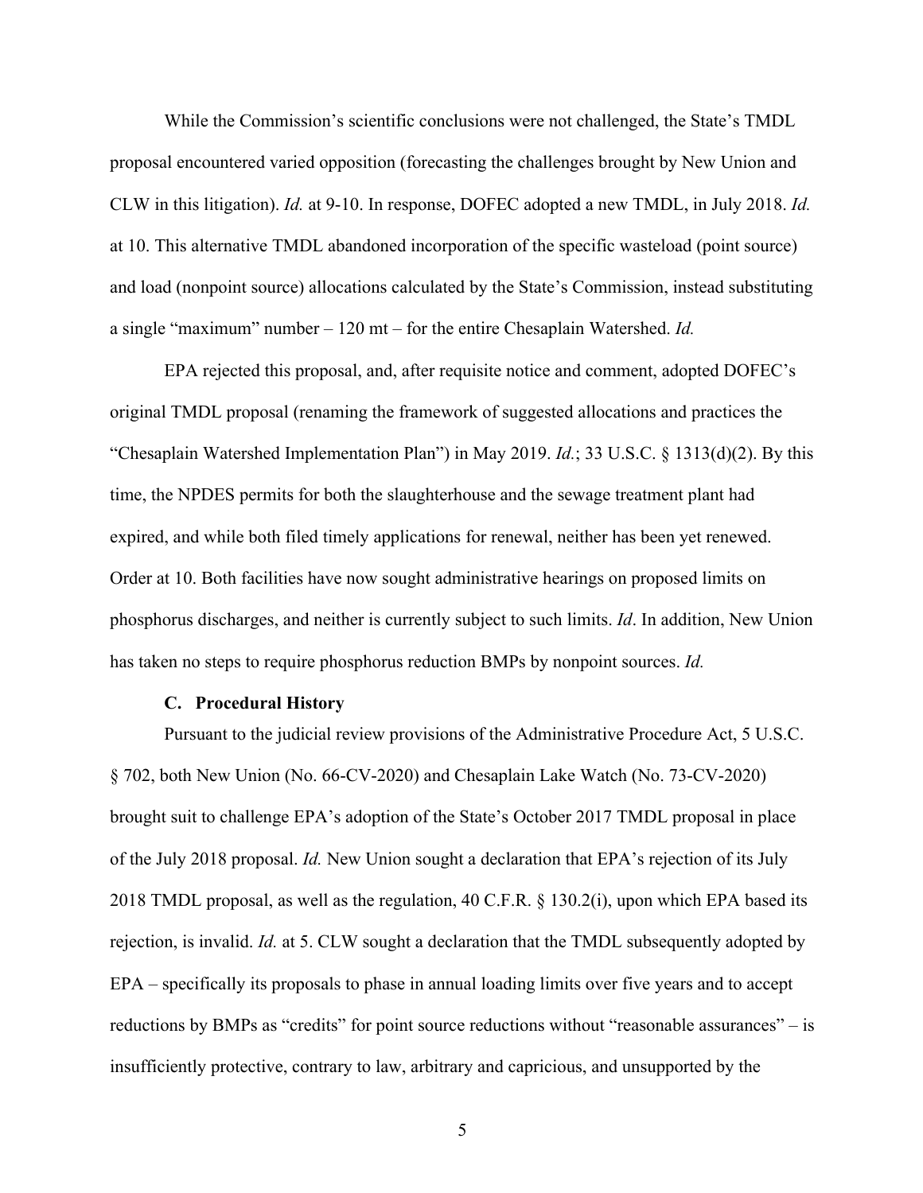While the Commission's scientific conclusions were not challenged, the State's TMDL proposal encountered varied opposition (forecasting the challenges brought by New Union and CLW in this litigation). *Id.* at 9-10. In response, DOFEC adopted a new TMDL, in July 2018. *Id.* at 10. This alternative TMDL abandoned incorporation of the specific wasteload (point source) and load (nonpoint source) allocations calculated by the State's Commission, instead substituting a single "maximum" number – 120 mt – for the entire Chesaplain Watershed. *Id.*

EPA rejected this proposal, and, after requisite notice and comment, adopted DOFEC's original TMDL proposal (renaming the framework of suggested allocations and practices the "Chesaplain Watershed Implementation Plan") in May 2019. *Id.*; 33 U.S.C. § 1313(d)(2). By this time, the NPDES permits for both the slaughterhouse and the sewage treatment plant had expired, and while both filed timely applications for renewal, neither has been yet renewed. Order at 10. Both facilities have now sought administrative hearings on proposed limits on phosphorus discharges, and neither is currently subject to such limits. *Id*. In addition, New Union has taken no steps to require phosphorus reduction BMPs by nonpoint sources. *Id.*

### C. Procedural History

Pursuant to the judicial review provisions of the Administrative Procedure Act, 5 U.S.C. § 702, both New Union (No. 66-CV-2020) and Chesaplain Lake Watch (No. 73-CV-2020) brought suit to challenge EPA's adoption of the State's October 2017 TMDL proposal in place of the July 2018 proposal. *Id.* New Union sought a declaration that EPA's rejection of its July 2018 TMDL proposal, as well as the regulation, 40 C.F.R. § 130.2(i), upon which EPA based its rejection, is invalid. *Id.* at 5. CLW sought a declaration that the TMDL subsequently adopted by EPA – specifically its proposals to phase in annual loading limits over five years and to accept reductions by BMPs as "credits" for point source reductions without "reasonable assurances" – is insufficiently protective, contrary to law, arbitrary and capricious, and unsupported by the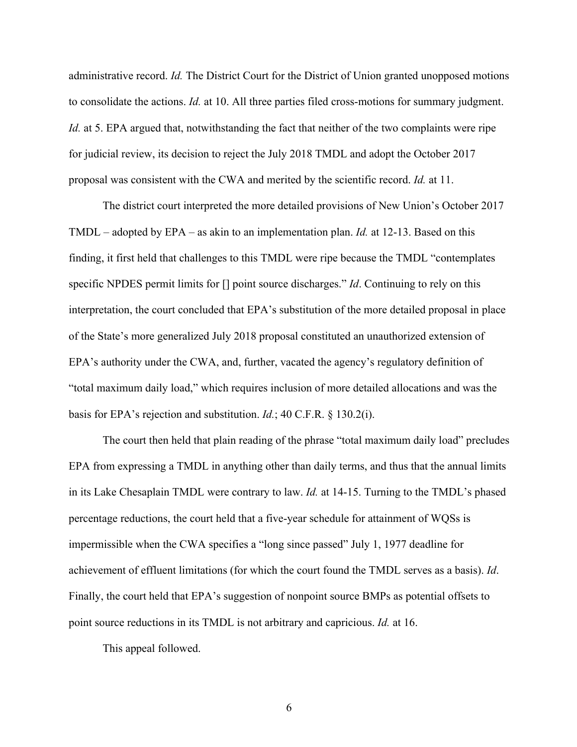administrative record. *Id.* The District Court for the District of Union granted unopposed motions to consolidate the actions. *Id.* at 10. All three parties filed cross-motions for summary judgment. *Id.* at 5. EPA argued that, notwithstanding the fact that neither of the two complaints were ripe for judicial review, its decision to reject the July 2018 TMDL and adopt the October 2017 proposal was consistent with the CWA and merited by the scientific record. *Id.* at 11.

The district court interpreted the more detailed provisions of New Union's October 2017 TMDL – adopted by EPA – as akin to an implementation plan. *Id.* at 12-13. Based on this finding, it first held that challenges to this TMDL were ripe because the TMDL "contemplates specific NPDES permit limits for [] point source discharges." *Id*. Continuing to rely on this interpretation, the court concluded that EPA's substitution of the more detailed proposal in place of the State's more generalized July 2018 proposal constituted an unauthorized extension of EPA's authority under the CWA, and, further, vacated the agency's regulatory definition of "total maximum daily load," which requires inclusion of more detailed allocations and was the basis for EPA's rejection and substitution. *Id.*; 40 C.F.R. § 130.2(i).

The court then held that plain reading of the phrase "total maximum daily load" precludes EPA from expressing a TMDL in anything other than daily terms, and thus that the annual limits in its Lake Chesaplain TMDL were contrary to law. *Id.* at 14-15. Turning to the TMDL's phased percentage reductions, the court held that a five-year schedule for attainment of WQSs is impermissible when the CWA specifies a "long since passed" July 1, 1977 deadline for achievement of effluent limitations (for which the court found the TMDL serves as a basis). *Id*. Finally, the court held that EPA's suggestion of nonpoint source BMPs as potential offsets to point source reductions in its TMDL is not arbitrary and capricious. *Id.* at 16.

This appeal followed.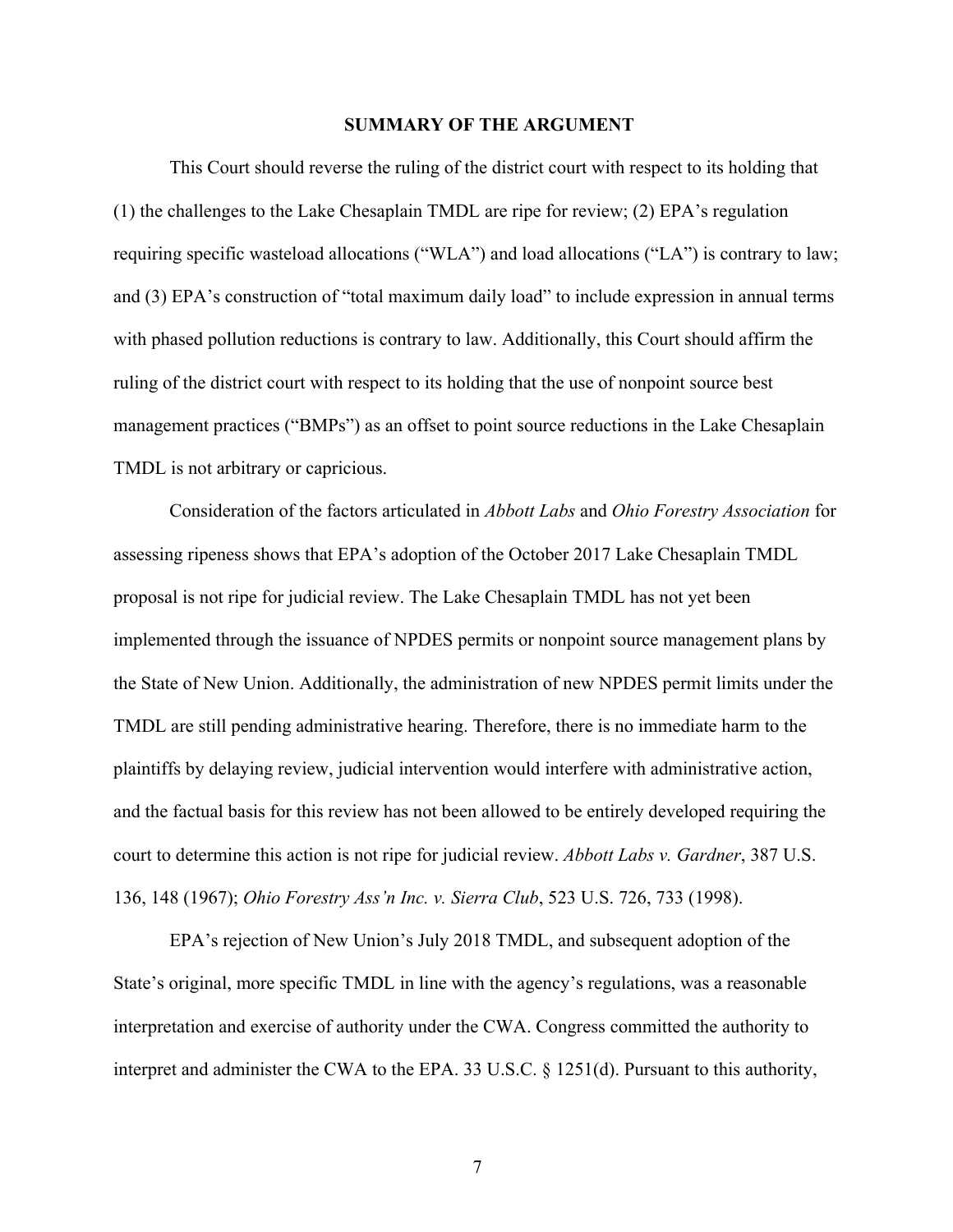## SUMMARY OF THE ARGUMENT

This Court should reverse the ruling of the district court with respect to its holding that (1) the challenges to the Lake Chesaplain TMDL are ripe for review; (2) EPA's regulation requiring specific wasteload allocations ("WLA") and load allocations ("LA") is contrary to law; and (3) EPA's construction of "total maximum daily load" to include expression in annual terms with phased pollution reductions is contrary to law. Additionally, this Court should affirm the ruling of the district court with respect to its holding that the use of nonpoint source best management practices ("BMPs") as an offset to point source reductions in the Lake Chesaplain TMDL is not arbitrary or capricious.

Consideration of the factors articulated in *Abbott Labs* and *Ohio Forestry Association* for assessing ripeness shows that EPA's adoption of the October 2017 Lake Chesaplain TMDL proposal is not ripe for judicial review. The Lake Chesaplain TMDL has not yet been implemented through the issuance of NPDES permits or nonpoint source management plans by the State of New Union. Additionally, the administration of new NPDES permit limits under the TMDL are still pending administrative hearing. Therefore, there is no immediate harm to the plaintiffs by delaying review, judicial intervention would interfere with administrative action, and the factual basis for this review has not been allowed to be entirely developed requiring the court to determine this action is not ripe for judicial review. *Abbott Labs v. Gardner*, 387 U.S. 136, 148 (1967); *Ohio Forestry Ass'n Inc. v. Sierra Club*, 523 U.S. 726, 733 (1998).

EPA's rejection of New Union's July 2018 TMDL, and subsequent adoption of the State's original, more specific TMDL in line with the agency's regulations, was a reasonable interpretation and exercise of authority under the CWA. Congress committed the authority to interpret and administer the CWA to the EPA. 33 U.S.C. § 1251(d). Pursuant to this authority,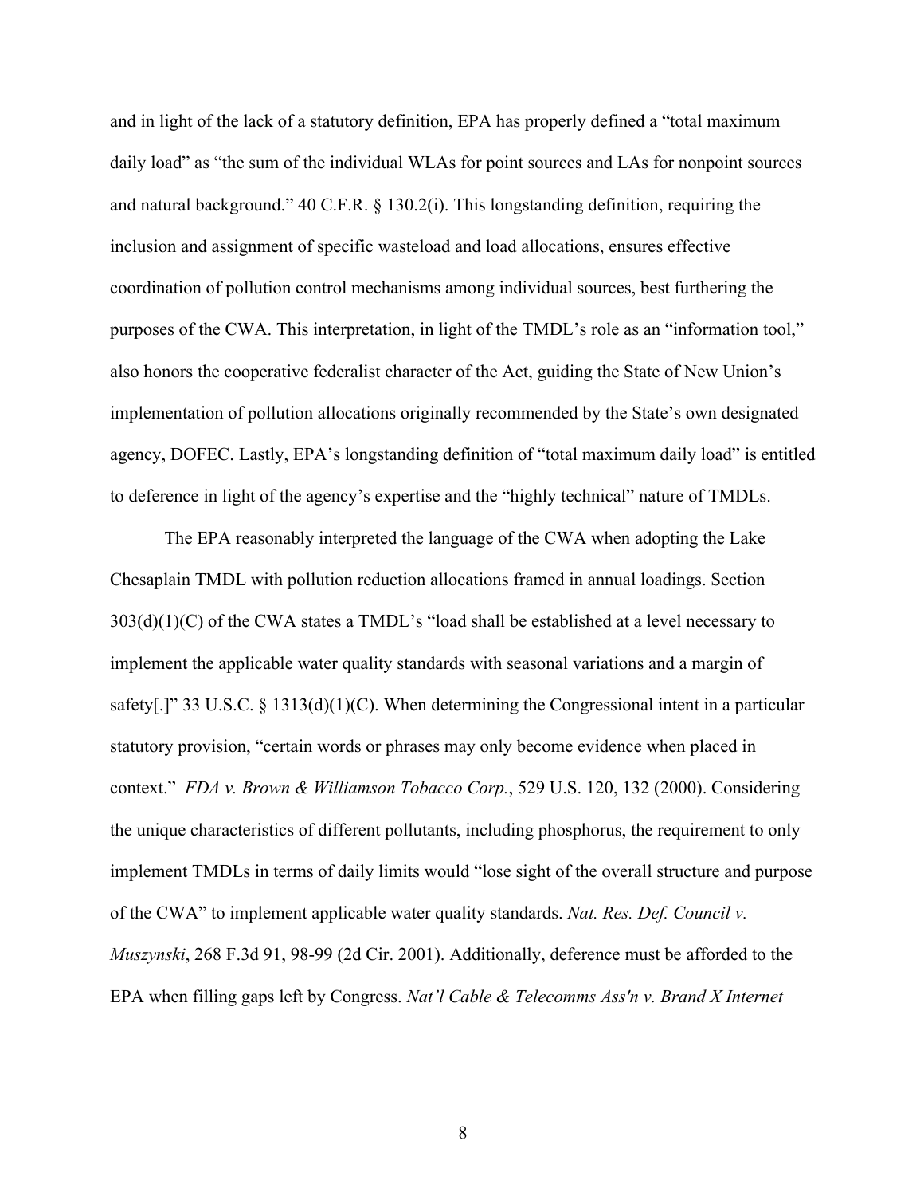and in light of the lack of a statutory definition, EPA has properly defined a "total maximum daily load" as "the sum of the individual WLAs for point sources and LAs for nonpoint sources and natural background." 40 C.F.R. § 130.2(i). This longstanding definition, requiring the inclusion and assignment of specific wasteload and load allocations, ensures effective coordination of pollution control mechanisms among individual sources, best furthering the purposes of the CWA. This interpretation, in light of the TMDL's role as an "information tool," also honors the cooperative federalist character of the Act, guiding the State of New Union's implementation of pollution allocations originally recommended by the State's own designated agency, DOFEC. Lastly, EPA's longstanding definition of "total maximum daily load" is entitled to deference in light of the agency's expertise and the "highly technical" nature of TMDLs.

The EPA reasonably interpreted the language of the CWA when adopting the Lake Chesaplain TMDL with pollution reduction allocations framed in annual loadings. Section 303(d)(1)(C) of the CWA states a TMDL's "load shall be established at a level necessary to implement the applicable water quality standards with seasonal variations and a margin of safety[.]" 33 U.S.C. § 1313(d)(1)(C). When determining the Congressional intent in a particular statutory provision, "certain words or phrases may only become evidence when placed in context." *FDA v. Brown & Williamson Tobacco Corp.*, 529 U.S. 120, 132 (2000). Considering the unique characteristics of different pollutants, including phosphorus, the requirement to only implement TMDLs in terms of daily limits would "lose sight of the overall structure and purpose of the CWA" to implement applicable water quality standards. *Nat. Res. Def. Council v. Muszynski*, 268 F.3d 91, 98-99 (2d Cir. 2001). Additionally, deference must be afforded to the EPA when filling gaps left by Congress. *Nat'l Cable & Telecomms Ass'n v. Brand X Internet*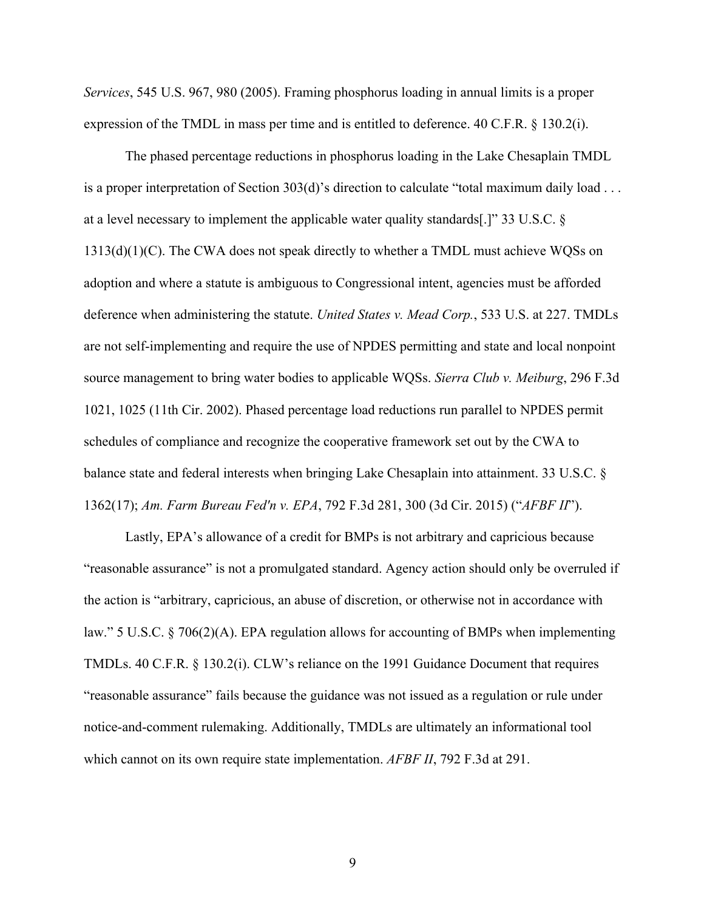*Services*, 545 U.S. 967, 980 (2005). Framing phosphorus loading in annual limits is a proper expression of the TMDL in mass per time and is entitled to deference. 40 C.F.R. § 130.2(i).

The phased percentage reductions in phosphorus loading in the Lake Chesaplain TMDL is a proper interpretation of Section 303(d)'s direction to calculate "total maximum daily load . . . at a level necessary to implement the applicable water quality standards[.]" 33 U.S.C. § 1313(d)(1)(C). The CWA does not speak directly to whether a TMDL must achieve WQSs on adoption and where a statute is ambiguous to Congressional intent, agencies must be afforded deference when administering the statute. *United States v. Mead Corp.*, 533 U.S. at 227. TMDLs are not self-implementing and require the use of NPDES permitting and state and local nonpoint source management to bring water bodies to applicable WQSs. *Sierra Club v. Meiburg*, 296 F.3d 1021, 1025 (11th Cir. 2002). Phased percentage load reductions run parallel to NPDES permit schedules of compliance and recognize the cooperative framework set out by the CWA to balance state and federal interests when bringing Lake Chesaplain into attainment. 33 U.S.C. § 1362(17); *Am. Farm Bureau Fed'n v. EPA*, 792 F.3d 281, 300 (3d Cir. 2015) ("*AFBF II*").

Lastly, EPA's allowance of a credit for BMPs is not arbitrary and capricious because "reasonable assurance" is not a promulgated standard. Agency action should only be overruled if the action is "arbitrary, capricious, an abuse of discretion, or otherwise not in accordance with law." 5 U.S.C. § 706(2)(A). EPA regulation allows for accounting of BMPs when implementing TMDLs. 40 C.F.R. § 130.2(i). CLW's reliance on the 1991 Guidance Document that requires "reasonable assurance" fails because the guidance was not issued as a regulation or rule under notice-and-comment rulemaking. Additionally, TMDLs are ultimately an informational tool which cannot on its own require state implementation. *AFBF II*, 792 F.3d at 291.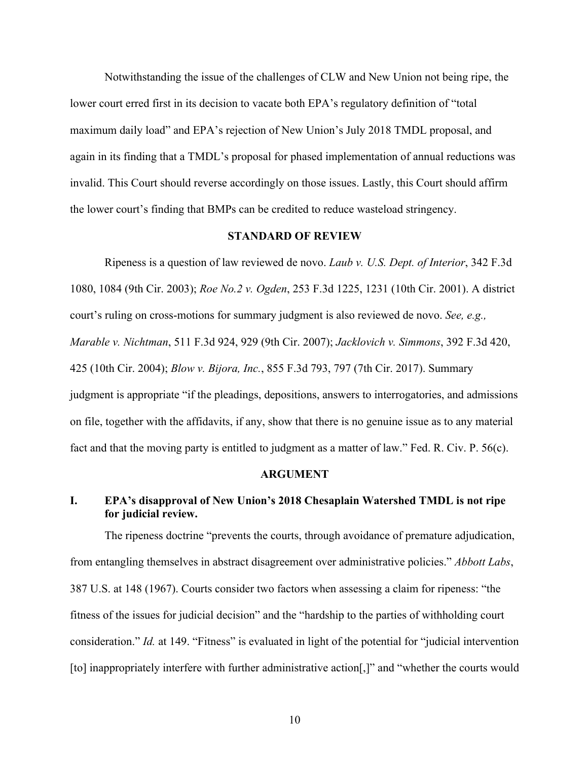Notwithstanding the issue of the challenges of CLW and New Union not being ripe, the lower court erred first in its decision to vacate both EPA's regulatory definition of "total maximum daily load" and EPA's rejection of New Union's July 2018 TMDL proposal, and again in its finding that a TMDL's proposal for phased implementation of annual reductions was invalid. This Court should reverse accordingly on those issues. Lastly, this Court should affirm the lower court's finding that BMPs can be credited to reduce wasteload stringency.

## STANDARD OF REVIEW

Ripeness is a question of law reviewed de novo. *Laub v. U.S. Dept. of Interior*, 342 F.3d 1080, 1084 (9th Cir. 2003); *Roe No.2 v. Ogden*, 253 F.3d 1225, 1231 (10th Cir. 2001). A district court's ruling on cross-motions for summary judgment is also reviewed de novo. *See, e.g., Marable v. Nichtman*, 511 F.3d 924, 929 (9th Cir. 2007); *Jacklovich v. Simmons*, 392 F.3d 420, 425 (10th Cir. 2004); *Blow v. Bijora, Inc.*, 855 F.3d 793, 797 (7th Cir. 2017). Summary judgment is appropriate "if the pleadings, depositions, answers to interrogatories, and admissions on file, together with the affidavits, if any, show that there is no genuine issue as to any material fact and that the moving party is entitled to judgment as a matter of law." Fed. R. Civ. P. 56(c).

## ARGUMENT

### I. EPA's disapproval of New Union's 2018 Chesaplain Watershed TMDL is not ripe for judicial review.

The ripeness doctrine "prevents the courts, through avoidance of premature adjudication, from entangling themselves in abstract disagreement over administrative policies." *Abbott Labs*, 387 U.S. at 148 (1967). Courts consider two factors when assessing a claim for ripeness: "the fitness of the issues for judicial decision" and the "hardship to the parties of withholding court consideration." *Id.* at 149. "Fitness" is evaluated in light of the potential for "judicial intervention [to] inappropriately interfere with further administrative action[,]" and "whether the courts would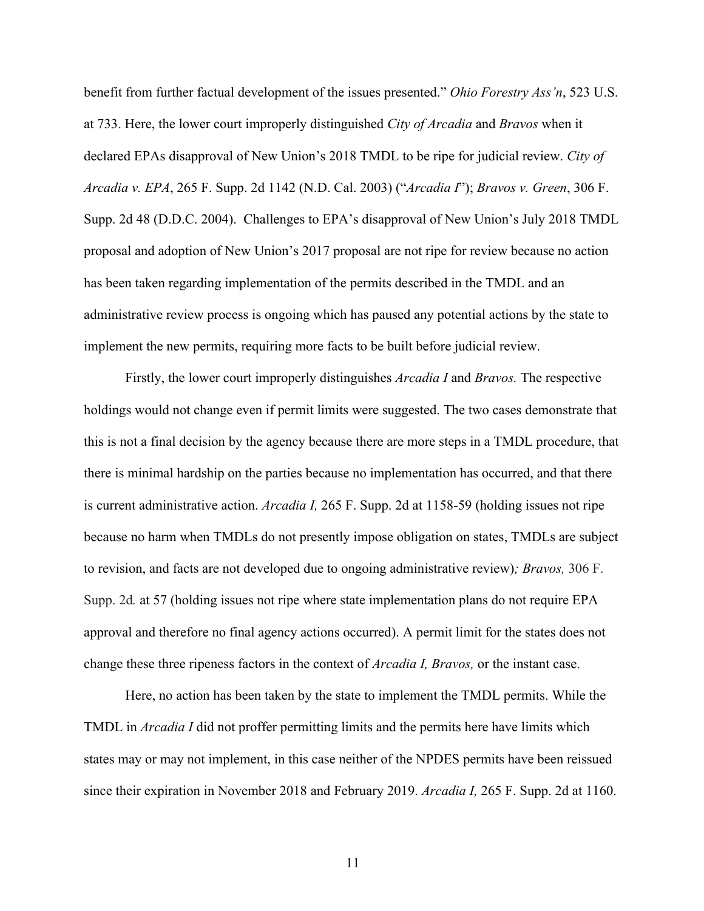benefit from further factual development of the issues presented." *Ohio Forestry Ass'n*, 523 U.S. at 733. Here, the lower court improperly distinguished *City of Arcadia* and *Bravos* when it declared EPAs disapproval of New Union's 2018 TMDL to be ripe for judicial review. *City of Arcadia v. EPA*, 265 F. Supp. 2d 1142 (N.D. Cal. 2003) ("*Arcadia I*"); *Bravos v. Green*, 306 F. Supp. 2d 48 (D.D.C. 2004). Challenges to EPA's disapproval of New Union's July 2018 TMDL proposal and adoption of New Union's 2017 proposal are not ripe for review because no action has been taken regarding implementation of the permits described in the TMDL and an administrative review process is ongoing which has paused any potential actions by the state to implement the new permits, requiring more facts to be built before judicial review.

Firstly, the lower court improperly distinguishes *Arcadia I* and *Bravos.* The respective holdings would not change even if permit limits were suggested. The two cases demonstrate that this is not a final decision by the agency because there are more steps in a TMDL procedure, that there is minimal hardship on the parties because no implementation has occurred, and that there is current administrative action. *Arcadia I,* 265 F. Supp. 2d at 1158-59 (holding issues not ripe because no harm when TMDLs do not presently impose obligation on states, TMDLs are subject to revision, and facts are not developed due to ongoing administrative review)*; Bravos,* 306 F. Supp. 2d*.* at 57 (holding issues not ripe where state implementation plans do not require EPA approval and therefore no final agency actions occurred). A permit limit for the states does not change these three ripeness factors in the context of *Arcadia I, Bravos,* or the instant case.

Here, no action has been taken by the state to implement the TMDL permits. While the TMDL in *Arcadia I* did not proffer permitting limits and the permits here have limits which states may or may not implement, in this case neither of the NPDES permits have been reissued since their expiration in November 2018 and February 2019. *Arcadia I,* 265 F. Supp. 2d at 1160.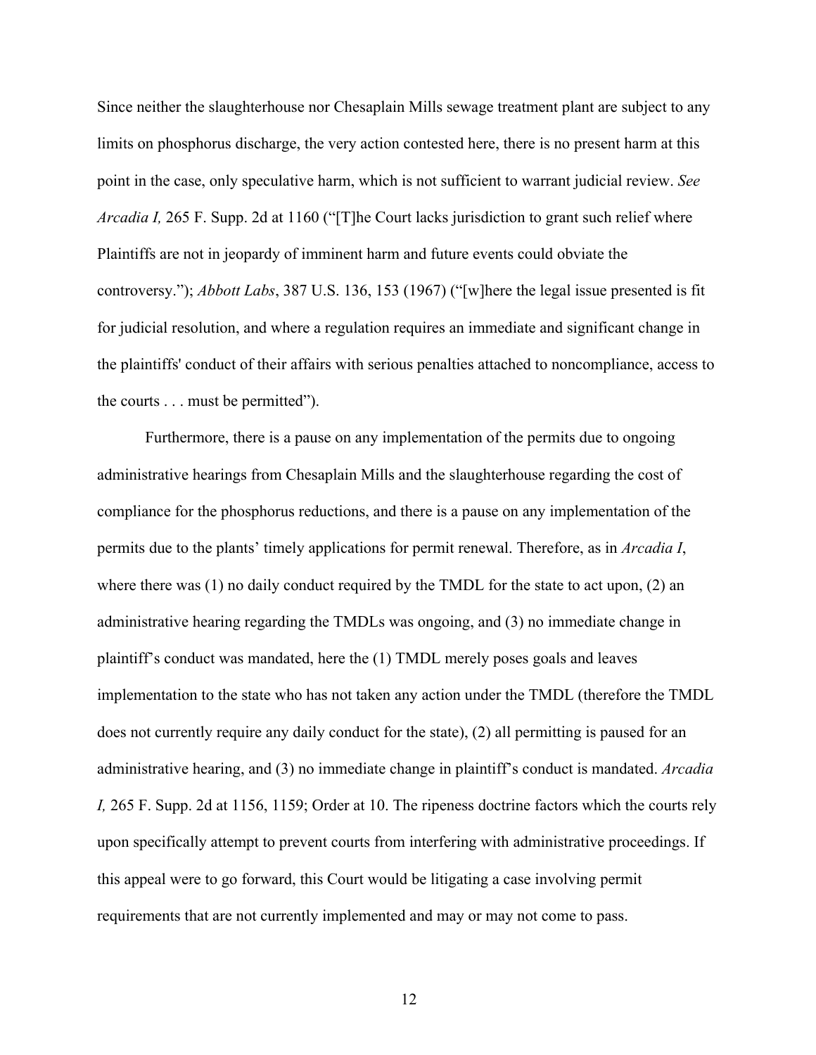Since neither the slaughterhouse nor Chesaplain Mills sewage treatment plant are subject to any limits on phosphorus discharge, the very action contested here, there is no present harm at this point in the case, only speculative harm, which is not sufficient to warrant judicial review. *See Arcadia I,* 265 F. Supp. 2d at 1160 ("[T]he Court lacks jurisdiction to grant such relief where Plaintiffs are not in jeopardy of imminent harm and future events could obviate the controversy."); *Abbott Labs*, 387 U.S. 136, 153 (1967) ("[w]here the legal issue presented is fit for judicial resolution, and where a regulation requires an immediate and significant change in the plaintiffs' conduct of their affairs with serious penalties attached to noncompliance, access to the courts . . . must be permitted").

Furthermore, there is a pause on any implementation of the permits due to ongoing administrative hearings from Chesaplain Mills and the slaughterhouse regarding the cost of compliance for the phosphorus reductions, and there is a pause on any implementation of the permits due to the plants' timely applications for permit renewal. Therefore, as in *Arcadia I*, where there was (1) no daily conduct required by the TMDL for the state to act upon, (2) an administrative hearing regarding the TMDLs was ongoing, and (3) no immediate change in plaintiff's conduct was mandated, here the (1) TMDL merely poses goals and leaves implementation to the state who has not taken any action under the TMDL (therefore the TMDL does not currently require any daily conduct for the state), (2) all permitting is paused for an administrative hearing, and (3) no immediate change in plaintiff's conduct is mandated. *Arcadia I,* 265 F. Supp. 2d at 1156, 1159; Order at 10. The ripeness doctrine factors which the courts rely upon specifically attempt to prevent courts from interfering with administrative proceedings. If this appeal were to go forward, this Court would be litigating a case involving permit requirements that are not currently implemented and may or may not come to pass.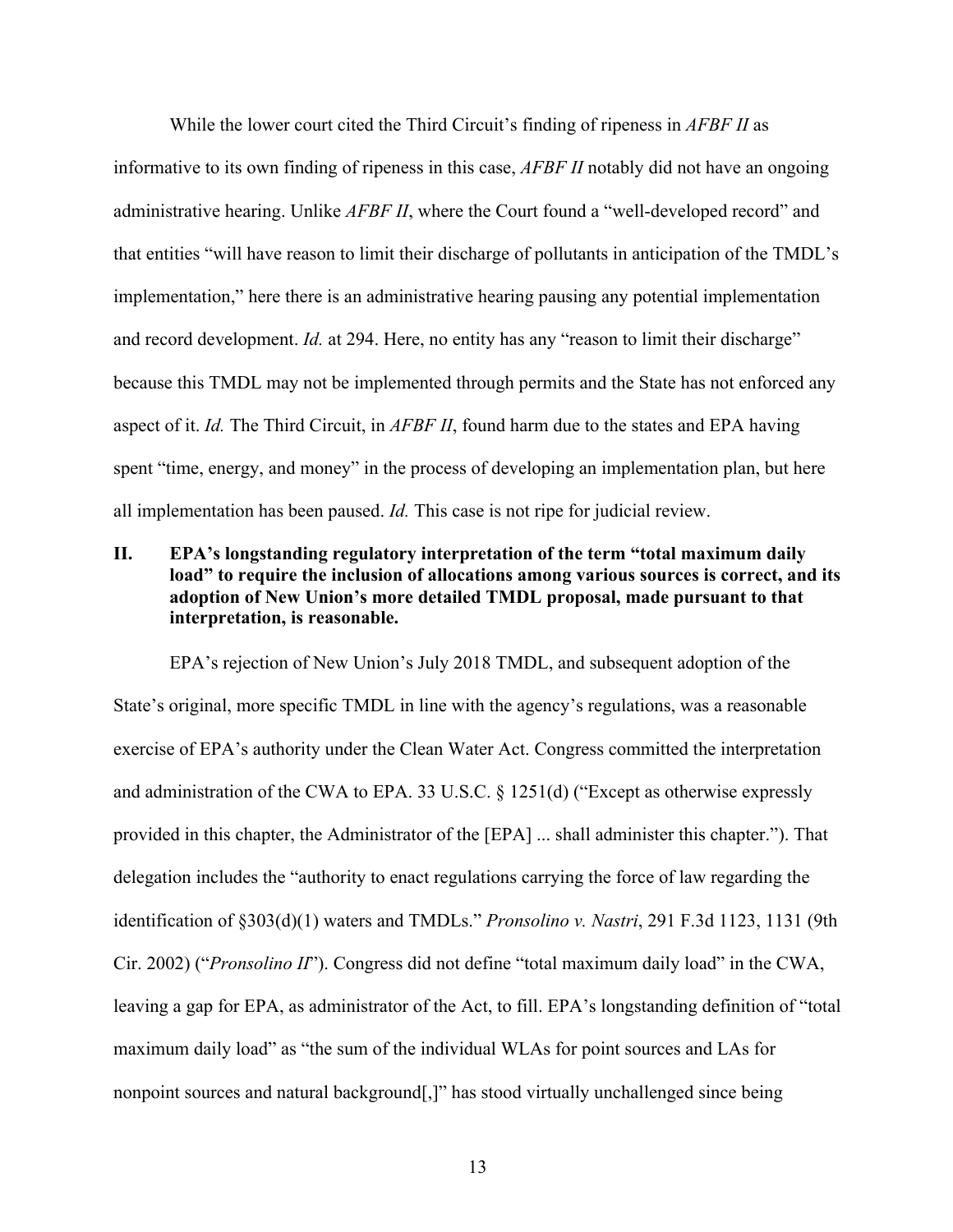While the lower court cited the Third Circuit's finding of ripeness in *AFBF II* as informative to its own finding of ripeness in this case, *AFBF II* notably did not have an ongoing administrative hearing. Unlike *AFBF II*, where the Court found a "well-developed record" and that entities "will have reason to limit their discharge of pollutants in anticipation of the TMDL's implementation," here there is an administrative hearing pausing any potential implementation and record development. *Id.* at 294. Here, no entity has any "reason to limit their discharge" because this TMDL may not be implemented through permits and the State has not enforced any aspect of it. *Id.* The Third Circuit, in *AFBF II*, found harm due to the states and EPA having spent "time, energy, and money" in the process of developing an implementation plan, but here all implementation has been paused. *Id.* This case is not ripe for judicial review.

## II. EPA's longstanding regulatory interpretation of the term "total maximum daily load" to require the inclusion of allocations among various sources is correct, and its adoption of New Union's more detailed TMDL proposal, made pursuant to that interpretation, is reasonable.

EPA's rejection of New Union's July 2018 TMDL, and subsequent adoption of the State's original, more specific TMDL in line with the agency's regulations, was a reasonable exercise of EPA's authority under the Clean Water Act. Congress committed the interpretation and administration of the CWA to EPA. 33 U.S.C. § 1251(d) ("Except as otherwise expressly provided in this chapter, the Administrator of the [EPA] ... shall administer this chapter."). That delegation includes the "authority to enact regulations carrying the force of law regarding the identification of §303(d)(1) waters and TMDLs." *Pronsolino v. Nastri*, 291 F.3d 1123, 1131 (9th Cir. 2002) ("*Pronsolino II*"). Congress did not define "total maximum daily load" in the CWA, leaving a gap for EPA, as administrator of the Act, to fill. EPA's longstanding definition of "total maximum daily load" as "the sum of the individual WLAs for point sources and LAs for nonpoint sources and natural background[,]" has stood virtually unchallenged since being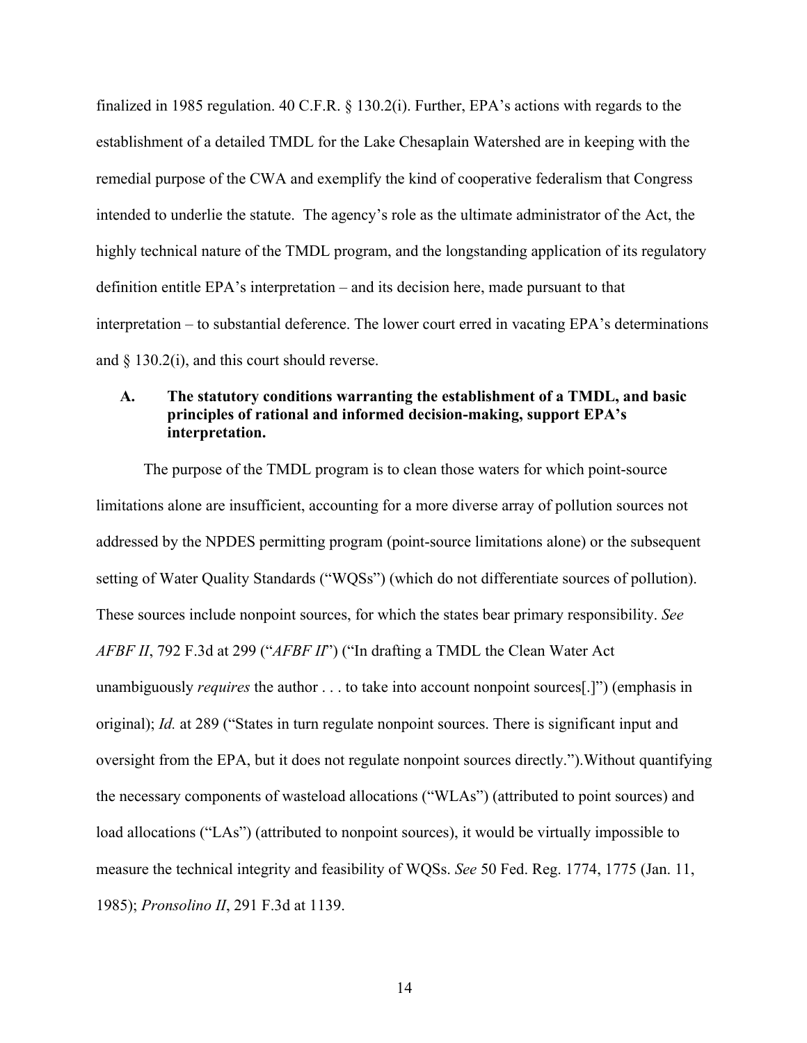finalized in 1985 regulation. 40 C.F.R. § 130.2(i). Further, EPA's actions with regards to the establishment of a detailed TMDL for the Lake Chesaplain Watershed are in keeping with the remedial purpose of the CWA and exemplify the kind of cooperative federalism that Congress intended to underlie the statute. The agency's role as the ultimate administrator of the Act, the highly technical nature of the TMDL program, and the longstanding application of its regulatory definition entitle EPA's interpretation – and its decision here, made pursuant to that interpretation – to substantial deference. The lower court erred in vacating EPA's determinations and § 130.2(i), and this court should reverse.

### A. The statutory conditions warranting the establishment of a TMDL, and basic principles of rational and informed decision-making, support EPA's interpretation.

The purpose of the TMDL program is to clean those waters for which point-source limitations alone are insufficient, accounting for a more diverse array of pollution sources not addressed by the NPDES permitting program (point-source limitations alone) or the subsequent setting of Water Quality Standards ("WQSs") (which do not differentiate sources of pollution). These sources include nonpoint sources, for which the states bear primary responsibility. *See AFBF II*, 792 F.3d at 299 ("*AFBF II*") ("In drafting a TMDL the Clean Water Act unambiguously *requires* the author . . . to take into account nonpoint sources[.]") (emphasis in original); *Id.* at 289 ("States in turn regulate nonpoint sources. There is significant input and oversight from the EPA, but it does not regulate nonpoint sources directly.").Without quantifying the necessary components of wasteload allocations ("WLAs") (attributed to point sources) and load allocations ("LAs") (attributed to nonpoint sources), it would be virtually impossible to measure the technical integrity and feasibility of WQSs. *See* 50 Fed. Reg. 1774, 1775 (Jan. 11, 1985); *Pronsolino II*, 291 F.3d at 1139.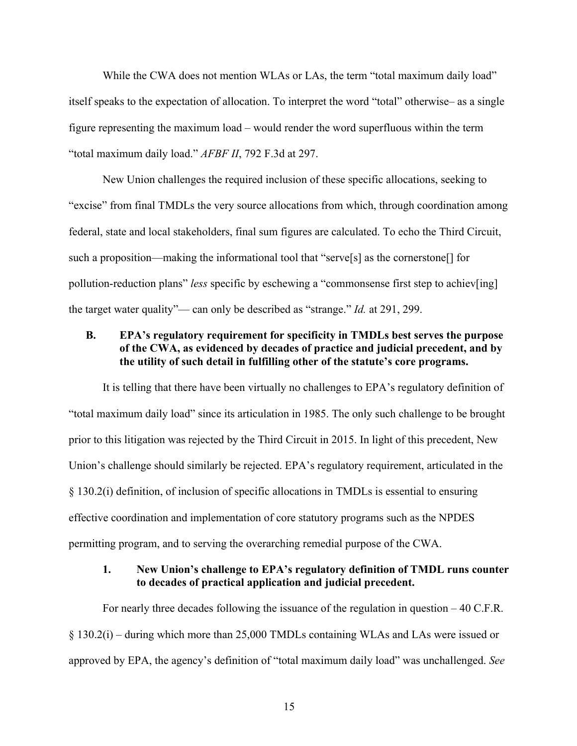While the CWA does not mention WLAs or LAs, the term "total maximum daily load" itself speaks to the expectation of allocation. To interpret the word "total" otherwise– as a single figure representing the maximum load – would render the word superfluous within the term "total maximum daily load." *AFBF II*, 792 F.3d at 297.

New Union challenges the required inclusion of these specific allocations, seeking to "excise" from final TMDLs the very source allocations from which, through coordination among federal, state and local stakeholders, final sum figures are calculated. To echo the Third Circuit, such a proposition—making the informational tool that "serve[s] as the cornerstone[] for pollution-reduction plans" *less* specific by eschewing a "commonsense first step to achiev[ing] the target water quality"— can only be described as "strange." *Id.* at 291, 299.

### B. EPA's regulatory requirement for specificity in TMDLs best serves the purpose of the CWA, as evidenced by decades of practice and judicial precedent, and by the utility of such detail in fulfilling other of the statute's core programs.

It is telling that there have been virtually no challenges to EPA's regulatory definition of "total maximum daily load" since its articulation in 1985. The only such challenge to be brought prior to this litigation was rejected by the Third Circuit in 2015. In light of this precedent, New Union's challenge should similarly be rejected. EPA's regulatory requirement, articulated in the § 130.2(i) definition, of inclusion of specific allocations in TMDLs is essential to ensuring effective coordination and implementation of core statutory programs such as the NPDES permitting program, and to serving the overarching remedial purpose of the CWA.

#### 1. New Union's challenge to EPA's regulatory definition of TMDL runs counter to decades of practical application and judicial precedent.

For nearly three decades following the issuance of the regulation in question – 40 C.F.R. § 130.2(i) – during which more than 25,000 TMDLs containing WLAs and LAs were issued or approved by EPA, the agency's definition of "total maximum daily load" was unchallenged. *See*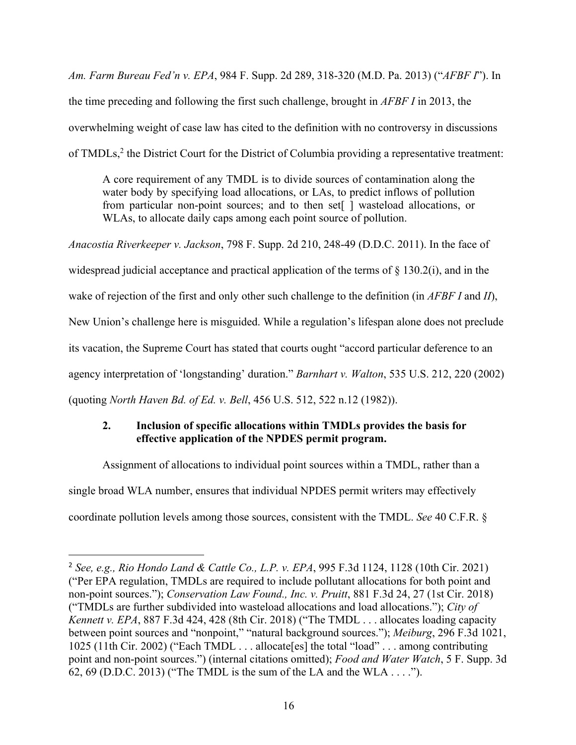*Am. Farm Bureau Fed'n v. EPA*, 984 F. Supp. 2d 289, 318-320 (M.D. Pa. 2013) ("*AFBF I*"). In the time preceding and following the first such challenge, brought in *AFBF I* in 2013, the overwhelming weight of case law has cited to the definition with no controversy in discussions of TMDLs,[2] the District Court for the District of Columbia providing a representative treatment:

> A core requirement of any TMDL is to divide sources of contamination along the water body by specifying load allocations, or LAs, to predict inflows of pollution from particular non-point sources; and to then set[ ] wasteload allocations, or WLAs, to allocate daily caps among each point source of pollution.

*Anacostia Riverkeeper v. Jackson*, 798 F. Supp. 2d 210, 248-49 (D.D.C. 2011). In the face of widespread judicial acceptance and practical application of the terms of § 130.2(i), and in the wake of rejection of the first and only other such challenge to the definition (in *AFBF I* and *II*), New Union's challenge here is misguided. While a regulation's lifespan alone does not preclude its vacation, the Supreme Court has stated that courts ought "accord particular deference to an agency interpretation of 'longstanding' duration." *Barnhart v. Walton*, 535 U.S. 212, 220 (2002) (quoting *North Haven Bd. of Ed. v. Bell*, 456 U.S. 512, 522 n.12 (1982)).

### 2. Inclusion of specific allocations within TMDLs provides the basis for effective application of the NPDES permit program.

Assignment of allocations to individual point sources within a TMDL, rather than a single broad WLA number, ensures that individual NPDES permit writers may effectively coordinate pollution levels among those sources, consistent with the TMDL. *See* 40 C.F.R. §

---

[2] *See, e.g., Rio Hondo Land & Cattle Co., L.P. v. EPA*, 995 F.3d 1124, 1128 (10th Cir. 2021) ("Per EPA regulation, TMDLs are required to include pollutant allocations for both point and non-point sources."); *Conservation Law Found., Inc. v. Pruitt*, 881 F.3d 24, 27 (1st Cir. 2018) ("TMDLs are further subdivided into wasteload allocations and load allocations."); *City of Kennett v. EPA*, 887 F.3d 424, 428 (8th Cir. 2018) ("The TMDL . . . allocates loading capacity between point sources and "nonpoint," "natural background sources."); *Meiburg*, 296 F.3d 1021, 1025 (11th Cir. 2002) ("Each TMDL . . . allocate[es] the total "load" . . . among contributing point and non-point sources.") (internal citations omitted); *Food and Water Watch*, 5 F. Supp. 3d 62, 69 (D.D.C. 2013) ("The TMDL is the sum of the LA and the WLA . . . .").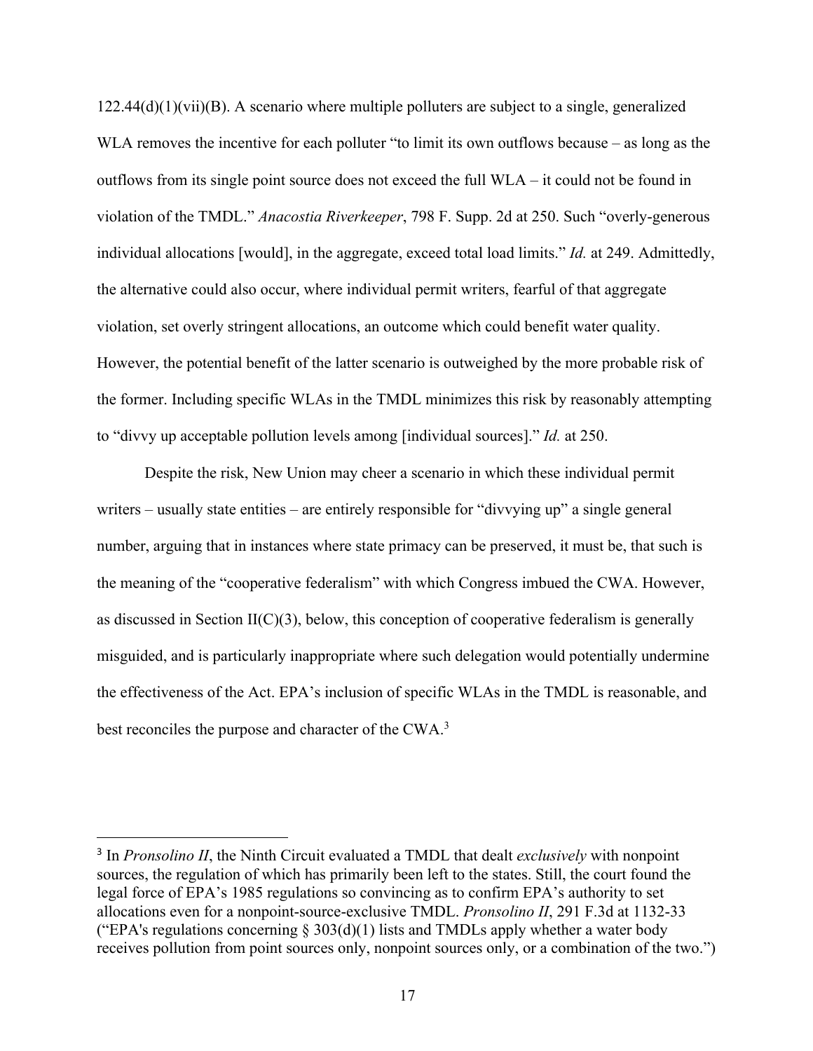122.44(d)(1)(vii)(B). A scenario where multiple polluters are subject to a single, generalized WLA removes the incentive for each polluter "to limit its own outflows because – as long as the outflows from its single point source does not exceed the full WLA – it could not be found in violation of the TMDL." *Anacostia Riverkeeper*, 798 F. Supp. 2d at 250. Such "overly-generous individual allocations [would], in the aggregate, exceed total load limits." *Id.* at 249. Admittedly, the alternative could also occur, where individual permit writers, fearful of that aggregate violation, set overly stringent allocations, an outcome which could benefit water quality. However, the potential benefit of the latter scenario is outweighed by the more probable risk of the former. Including specific WLAs in the TMDL minimizes this risk by reasonably attempting to "divvy up acceptable pollution levels among [individual sources]." *Id.* at 250.

Despite the risk, New Union may cheer a scenario in which these individual permit writers – usually state entities – are entirely responsible for "divvying up" a single general number, arguing that in instances where state primacy can be preserved, it must be, that such is the meaning of the "cooperative federalism" with which Congress imbued the CWA. However, as discussed in Section II(C)(3), below, this conception of cooperative federalism is generally misguided, and is particularly inappropriate where such delegation would potentially undermine the effectiveness of the Act. EPA's inclusion of specific WLAs in the TMDL is reasonable, and best reconciles the purpose and character of the CWA.[3]

---

[3] In *Pronsolino II*, the Ninth Circuit evaluated a TMDL that dealt *exclusively* with nonpoint sources, the regulation of which has primarily been left to the states. Still, the court found the legal force of EPA's 1985 regulations so convincing as to confirm EPA's authority to set allocations even for a nonpoint-source-exclusive TMDL. *Pronsolino II*, 291 F.3d at 1132-33 ("EPA's regulations concerning § 303(d)(1) lists and TMDLs apply whether a water body receives pollution from point sources only, nonpoint sources only, or a combination of the two.")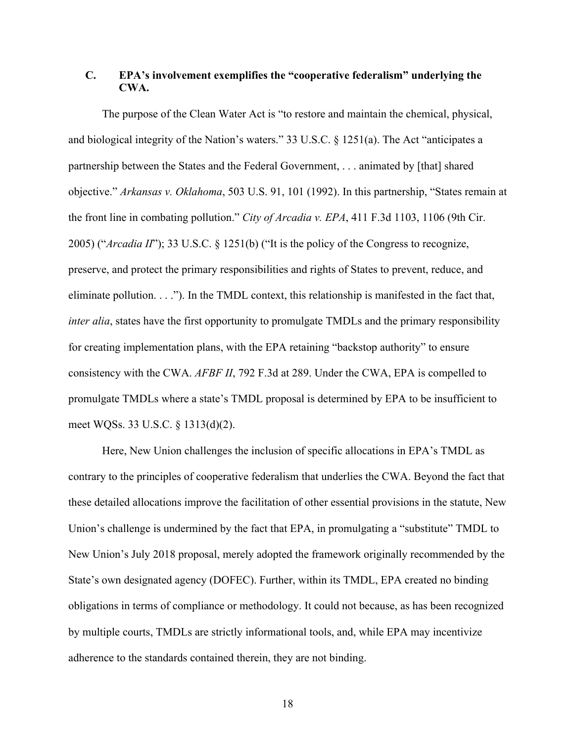### C. EPA's involvement exemplifies the "cooperative federalism" underlying the CWA.

The purpose of the Clean Water Act is "to restore and maintain the chemical, physical, and biological integrity of the Nation's waters." 33 U.S.C. § 1251(a). The Act "anticipates a partnership between the States and the Federal Government, . . . animated by [that] shared objective." *Arkansas v. Oklahoma*, 503 U.S. 91, 101 (1992). In this partnership, "States remain at the front line in combating pollution." *City of Arcadia v. EPA*, 411 F.3d 1103, 1106 (9th Cir. 2005) ("*Arcadia II*"); 33 U.S.C. § 1251(b) ("It is the policy of the Congress to recognize, preserve, and protect the primary responsibilities and rights of States to prevent, reduce, and eliminate pollution. . . ."). In the TMDL context, this relationship is manifested in the fact that, *inter alia*, states have the first opportunity to promulgate TMDLs and the primary responsibility for creating implementation plans, with the EPA retaining "backstop authority" to ensure consistency with the CWA. *AFBF II*, 792 F.3d at 289. Under the CWA, EPA is compelled to promulgate TMDLs where a state's TMDL proposal is determined by EPA to be insufficient to meet WQSs. 33 U.S.C. § 1313(d)(2).

Here, New Union challenges the inclusion of specific allocations in EPA's TMDL as contrary to the principles of cooperative federalism that underlies the CWA. Beyond the fact that these detailed allocations improve the facilitation of other essential provisions in the statute, New Union's challenge is undermined by the fact that EPA, in promulgating a "substitute" TMDL to New Union's July 2018 proposal, merely adopted the framework originally recommended by the State's own designated agency (DOFEC). Further, within its TMDL, EPA created no binding obligations in terms of compliance or methodology. It could not because, as has been recognized by multiple courts, TMDLs are strictly informational tools, and, while EPA may incentivize adherence to the standards contained therein, they are not binding.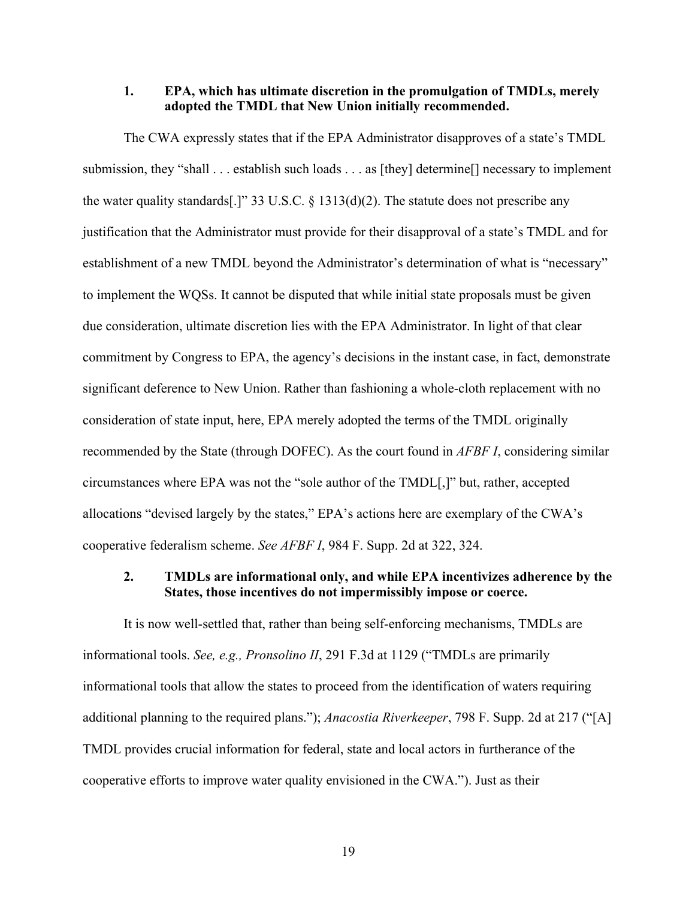#### 1. EPA, which has ultimate discretion in the promulgation of TMDLs, merely adopted the TMDL that New Union initially recommended.

The CWA expressly states that if the EPA Administrator disapproves of a state's TMDL submission, they "shall . . . establish such loads . . . as [they] determine[] necessary to implement the water quality standards[.]" 33 U.S.C. § 1313(d)(2). The statute does not prescribe any justification that the Administrator must provide for their disapproval of a state's TMDL and for establishment of a new TMDL beyond the Administrator's determination of what is "necessary" to implement the WQSs. It cannot be disputed that while initial state proposals must be given due consideration, ultimate discretion lies with the EPA Administrator. In light of that clear commitment by Congress to EPA, the agency's decisions in the instant case, in fact, demonstrate significant deference to New Union. Rather than fashioning a whole-cloth replacement with no consideration of state input, here, EPA merely adopted the terms of the TMDL originally recommended by the State (through DOFEC). As the court found in *AFBF I*, considering similar circumstances where EPA was not the "sole author of the TMDL[,]" but, rather, accepted allocations "devised largely by the states," EPA's actions here are exemplary of the CWA's cooperative federalism scheme. *See AFBF I*, 984 F. Supp. 2d at 322, 324.

#### 2. TMDLs are informational only, and while EPA incentivizes adherence by the States, those incentives do not impermissibly impose or coerce.

It is now well-settled that, rather than being self-enforcing mechanisms, TMDLs are informational tools. *See, e.g., Pronsolino II*, 291 F.3d at 1129 ("TMDLs are primarily informational tools that allow the states to proceed from the identification of waters requiring additional planning to the required plans."); *Anacostia Riverkeeper*, 798 F. Supp. 2d at 217 ("[A] TMDL provides crucial information for federal, state and local actors in furtherance of the cooperative efforts to improve water quality envisioned in the CWA."). Just as their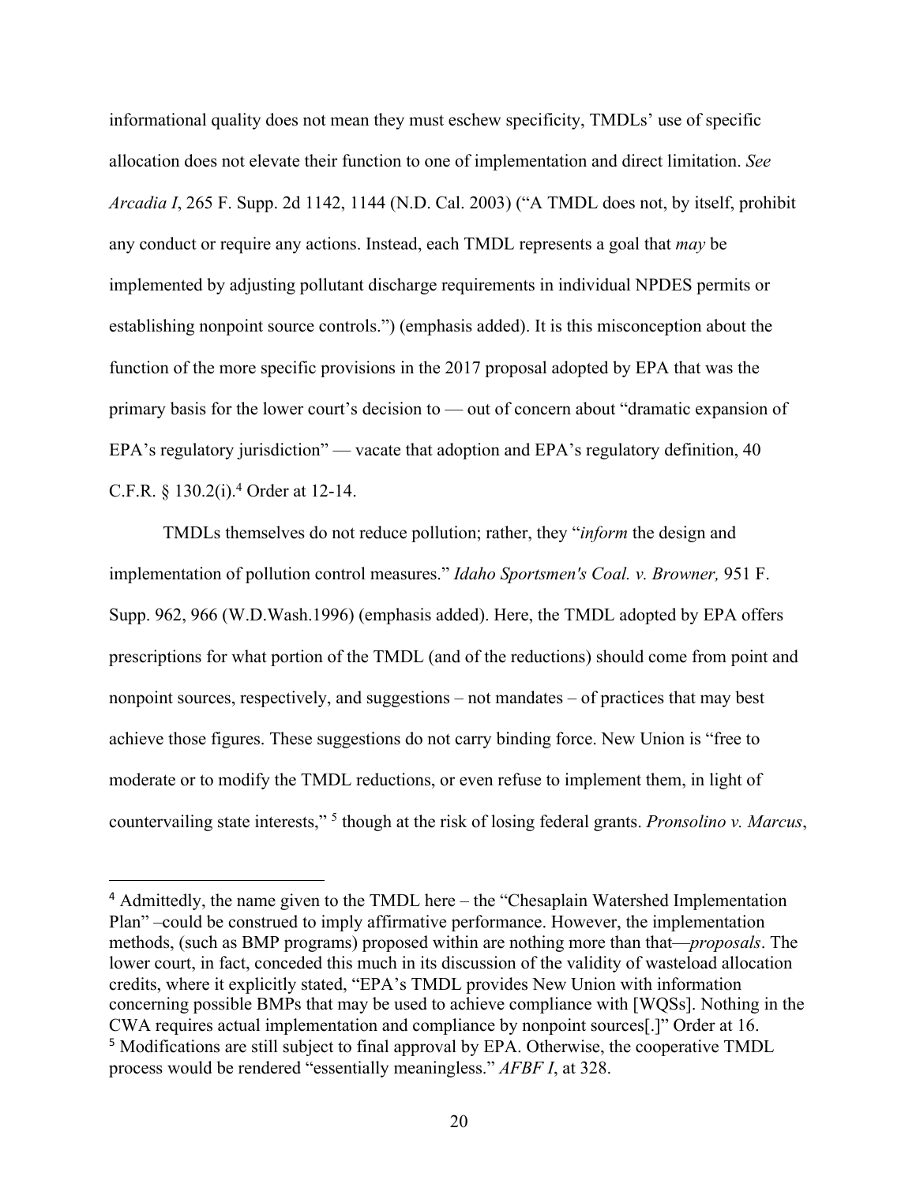informational quality does not mean they must eschew specificity, TMDLs' use of specific allocation does not elevate their function to one of implementation and direct limitation. *See Arcadia I*, 265 F. Supp. 2d 1142, 1144 (N.D. Cal. 2003) ("A TMDL does not, by itself, prohibit any conduct or require any actions. Instead, each TMDL represents a goal that *may* be implemented by adjusting pollutant discharge requirements in individual NPDES permits or establishing nonpoint source controls.") (emphasis added). It is this misconception about the function of the more specific provisions in the 2017 proposal adopted by EPA that was the primary basis for the lower court's decision to — out of concern about "dramatic expansion of EPA's regulatory jurisdiction" — vacate that adoption and EPA's regulatory definition, 40 C.F.R. § 130.2(i).[4] Order at 12-14.

TMDLs themselves do not reduce pollution; rather, they "*inform* the design and implementation of pollution control measures." *Idaho Sportsmen's Coal. v. Browner,* 951 F. Supp. 962, 966 (W.D.Wash.1996) (emphasis added). Here, the TMDL adopted by EPA offers prescriptions for what portion of the TMDL (and of the reductions) should come from point and nonpoint sources, respectively, and suggestions – not mandates – of practices that may best achieve those figures. These suggestions do not carry binding force. New Union is "free to moderate or to modify the TMDL reductions, or even refuse to implement them, in light of countervailing state interests," [5] though at the risk of losing federal grants. *Pronsolino v. Marcus*,

---

[4] Admittedly, the name given to the TMDL here – the "Chesaplain Watershed Implementation Plan" –could be construed to imply affirmative performance. However, the implementation methods, (such as BMP programs) proposed within are nothing more than that—*proposals*. The lower court, in fact, conceded this much in its discussion of the validity of wasteload allocation credits, where it explicitly stated, "EPA's TMDL provides New Union with information concerning possible BMPs that may be used to achieve compliance with [WQSs]. Nothing in the CWA requires actual implementation and compliance by nonpoint sources[.]" Order at 16.

[5] Modifications are still subject to final approval by EPA. Otherwise, the cooperative TMDL process would be rendered "essentially meaningless." *AFBF I*, at 328.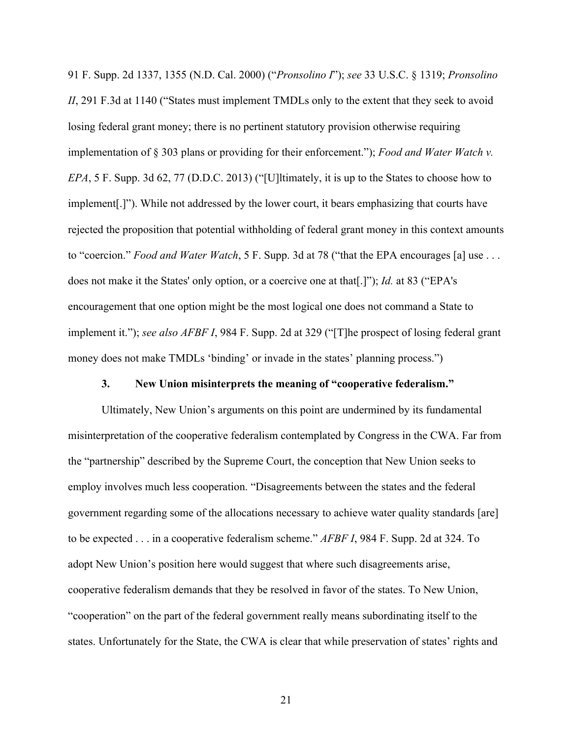91 F. Supp. 2d 1337, 1355 (N.D. Cal. 2000) ("*Pronsolino I*"); *see* 33 U.S.C. § 1319; *Pronsolino II*, 291 F.3d at 1140 ("States must implement TMDLs only to the extent that they seek to avoid losing federal grant money; there is no pertinent statutory provision otherwise requiring implementation of § 303 plans or providing for their enforcement."); *Food and Water Watch v. EPA*, 5 F. Supp. 3d 62, 77 (D.D.C. 2013) ("[U]ltimately, it is up to the States to choose how to implement[.]"). While not addressed by the lower court, it bears emphasizing that courts have rejected the proposition that potential withholding of federal grant money in this context amounts to "coercion." *Food and Water Watch*, 5 F. Supp. 3d at 78 ("that the EPA encourages [a] use . . . does not make it the States' only option, or a coercive one at that[.]"); *Id.* at 83 ("EPA's encouragement that one option might be the most logical one does not command a State to implement it."); *see also AFBF I*, 984 F. Supp. 2d at 329 ("[T]he prospect of losing federal grant money does not make TMDLs 'binding' or invade in the states' planning process.")

**3. New Union misinterprets the meaning of "cooperative federalism."**

Ultimately, New Union's arguments on this point are undermined by its fundamental misinterpretation of the cooperative federalism contemplated by Congress in the CWA. Far from the "partnership" described by the Supreme Court, the conception that New Union seeks to employ involves much less cooperation. "Disagreements between the states and the federal government regarding some of the allocations necessary to achieve water quality standards [are] to be expected . . . in a cooperative federalism scheme." *AFBF I*, 984 F. Supp. 2d at 324. To adopt New Union's position here would suggest that where such disagreements arise, cooperative federalism demands that they be resolved in favor of the states. To New Union, "cooperation" on the part of the federal government really means subordinating itself to the states. Unfortunately for the State, the CWA is clear that while preservation of states' rights and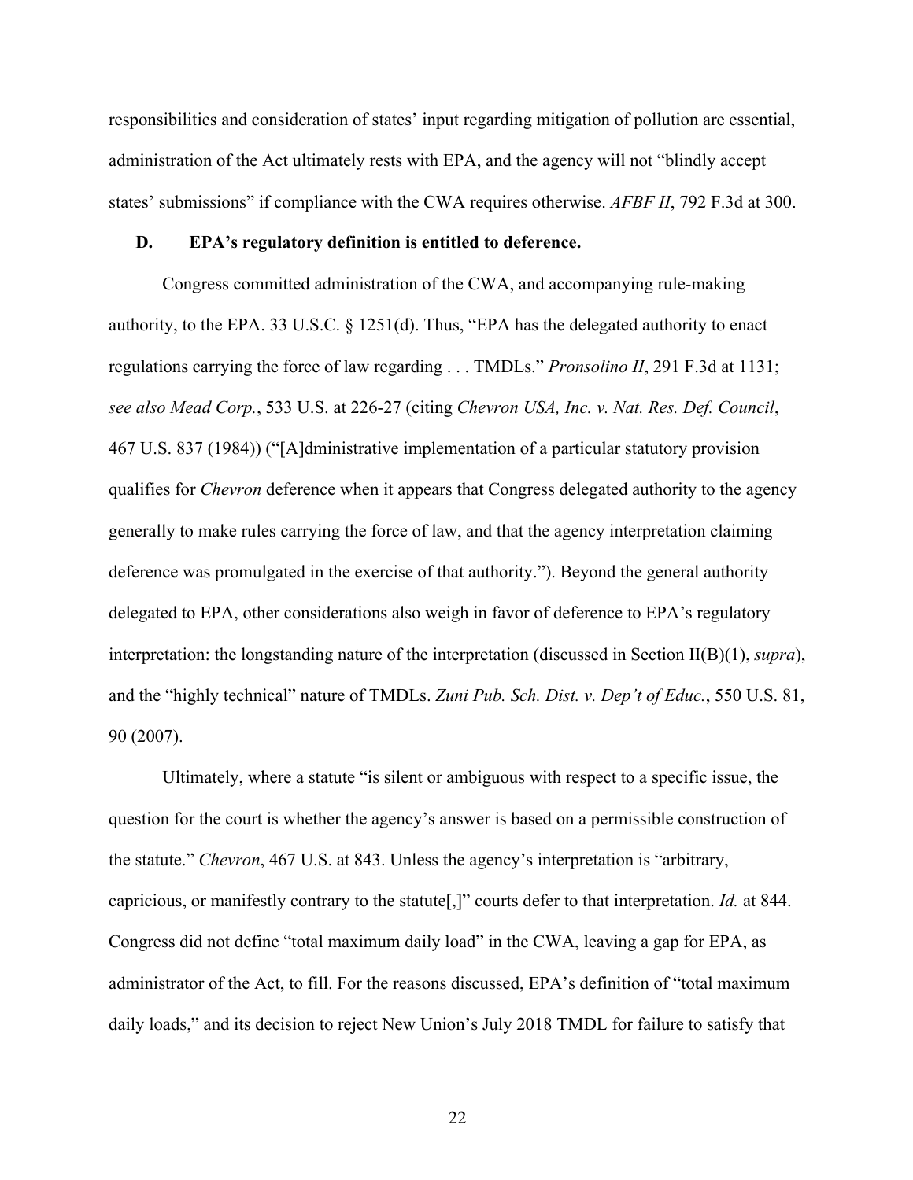responsibilities and consideration of states' input regarding mitigation of pollution are essential, administration of the Act ultimately rests with EPA, and the agency will not "blindly accept states' submissions" if compliance with the CWA requires otherwise. *AFBF II*, 792 F.3d at 300.

### D. EPA's regulatory definition is entitled to deference.

Congress committed administration of the CWA, and accompanying rule-making authority, to the EPA. 33 U.S.C. § 1251(d). Thus, "EPA has the delegated authority to enact regulations carrying the force of law regarding . . . TMDLs." *Pronsolino II*, 291 F.3d at 1131; *see also Mead Corp.*, 533 U.S. at 226-27 (citing *Chevron USA, Inc. v. Nat. Res. Def. Council*, 467 U.S. 837 (1984)) ("[A]dministrative implementation of a particular statutory provision qualifies for *Chevron* deference when it appears that Congress delegated authority to the agency generally to make rules carrying the force of law, and that the agency interpretation claiming deference was promulgated in the exercise of that authority."). Beyond the general authority delegated to EPA, other considerations also weigh in favor of deference to EPA's regulatory interpretation: the longstanding nature of the interpretation (discussed in Section II(B)(1), *supra*), and the "highly technical" nature of TMDLs. *Zuni Pub. Sch. Dist. v. Dep't of Educ.*, 550 U.S. 81, 90 (2007).

Ultimately, where a statute "is silent or ambiguous with respect to a specific issue, the question for the court is whether the agency's answer is based on a permissible construction of the statute." *Chevron*, 467 U.S. at 843. Unless the agency's interpretation is "arbitrary, capricious, or manifestly contrary to the statute[,]" courts defer to that interpretation. *Id.* at 844. Congress did not define "total maximum daily load" in the CWA, leaving a gap for EPA, as administrator of the Act, to fill. For the reasons discussed, EPA's definition of "total maximum daily loads," and its decision to reject New Union's July 2018 TMDL for failure to satisfy that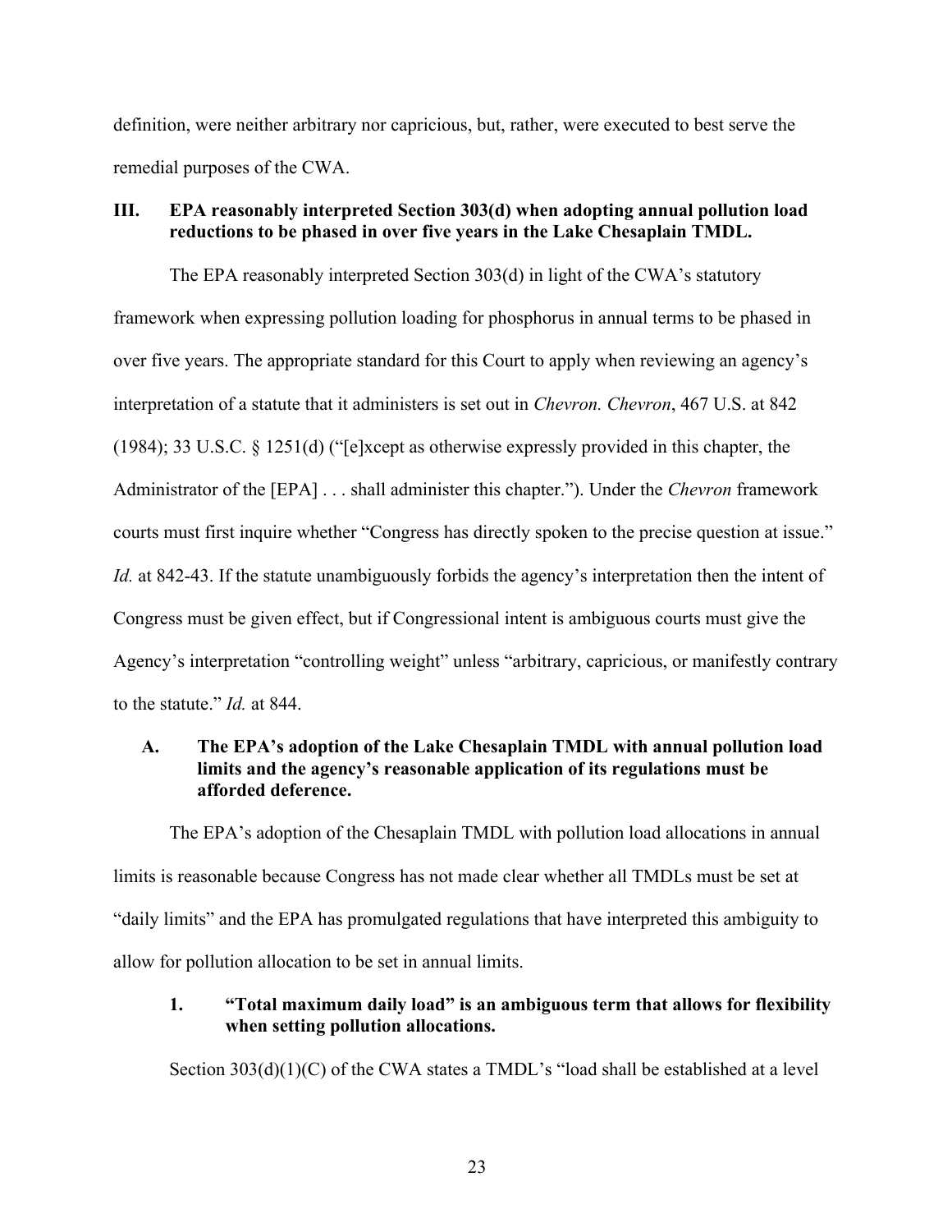definition, were neither arbitrary nor capricious, but, rather, were executed to best serve the remedial purposes of the CWA.

## III. EPA reasonably interpreted Section 303(d) when adopting annual pollution load reductions to be phased in over five years in the Lake Chesaplain TMDL.

The EPA reasonably interpreted Section 303(d) in light of the CWA's statutory framework when expressing pollution loading for phosphorus in annual terms to be phased in over five years. The appropriate standard for this Court to apply when reviewing an agency's interpretation of a statute that it administers is set out in *Chevron. Chevron*, 467 U.S. at 842 (1984); 33 U.S.C. § 1251(d) ("[e]xcept as otherwise expressly provided in this chapter, the Administrator of the [EPA] . . . shall administer this chapter."). Under the *Chevron* framework courts must first inquire whether "Congress has directly spoken to the precise question at issue." *Id.* at 842-43. If the statute unambiguously forbids the agency's interpretation then the intent of Congress must be given effect, but if Congressional intent is ambiguous courts must give the Agency's interpretation "controlling weight" unless "arbitrary, capricious, or manifestly contrary to the statute." *Id.* at 844.

### A. The EPA's adoption of the Lake Chesaplain TMDL with annual pollution load limits and the agency's reasonable application of its regulations must be afforded deference.

The EPA's adoption of the Chesaplain TMDL with pollution load allocations in annual limits is reasonable because Congress has not made clear whether all TMDLs must be set at "daily limits" and the EPA has promulgated regulations that have interpreted this ambiguity to allow for pollution allocation to be set in annual limits.

#### 1. "Total maximum daily load" is an ambiguous term that allows for flexibility when setting pollution allocations.

Section 303(d)(1)(C) of the CWA states a TMDL's "load shall be established at a level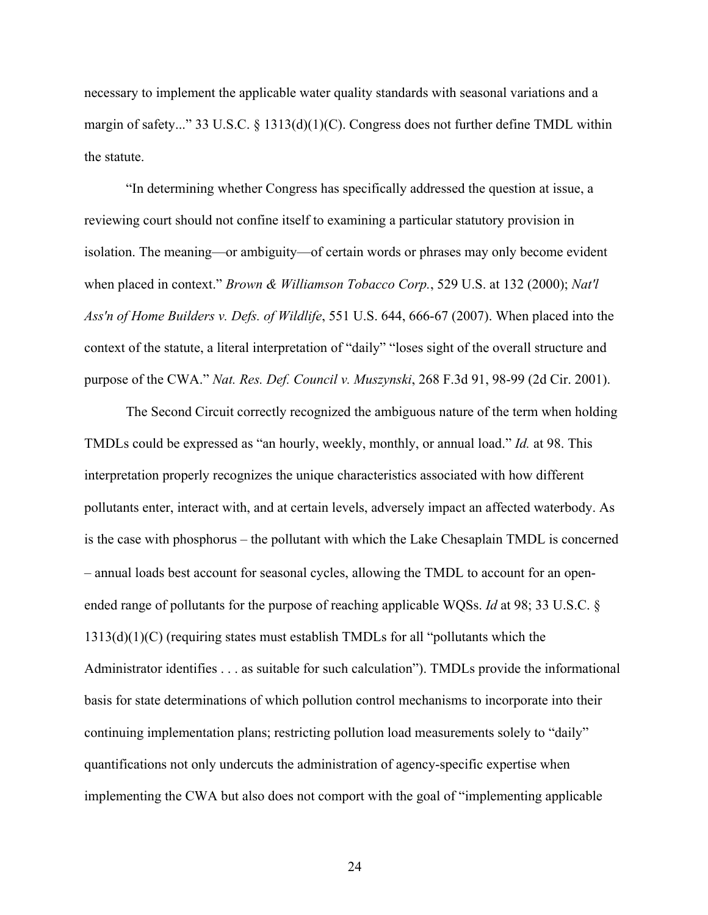necessary to implement the applicable water quality standards with seasonal variations and a margin of safety..." 33 U.S.C. § 1313(d)(1)(C). Congress does not further define TMDL within the statute.

"In determining whether Congress has specifically addressed the question at issue, a reviewing court should not confine itself to examining a particular statutory provision in isolation. The meaning—or ambiguity—of certain words or phrases may only become evident when placed in context." *Brown & Williamson Tobacco Corp.*, 529 U.S. at 132 (2000); *Nat'l Ass'n of Home Builders v. Defs. of Wildlife*, 551 U.S. 644, 666-67 (2007). When placed into the context of the statute, a literal interpretation of "daily" "loses sight of the overall structure and purpose of the CWA." *Nat. Res. Def. Council v. Muszynski*, 268 F.3d 91, 98-99 (2d Cir. 2001).

The Second Circuit correctly recognized the ambiguous nature of the term when holding TMDLs could be expressed as "an hourly, weekly, monthly, or annual load." *Id.* at 98. This interpretation properly recognizes the unique characteristics associated with how different pollutants enter, interact with, and at certain levels, adversely impact an affected waterbody. As is the case with phosphorus – the pollutant with which the Lake Chesaplain TMDL is concerned – annual loads best account for seasonal cycles, allowing the TMDL to account for an open-ended range of pollutants for the purpose of reaching applicable WQSs. *Id* at 98; 33 U.S.C. § 1313(d)(1)(C) (requiring states must establish TMDLs for all "pollutants which the Administrator identifies . . . as suitable for such calculation"). TMDLs provide the informational basis for state determinations of which pollution control mechanisms to incorporate into their continuing implementation plans; restricting pollution load measurements solely to "daily" quantifications not only undercuts the administration of agency-specific expertise when implementing the CWA but also does not comport with the goal of "implementing applicable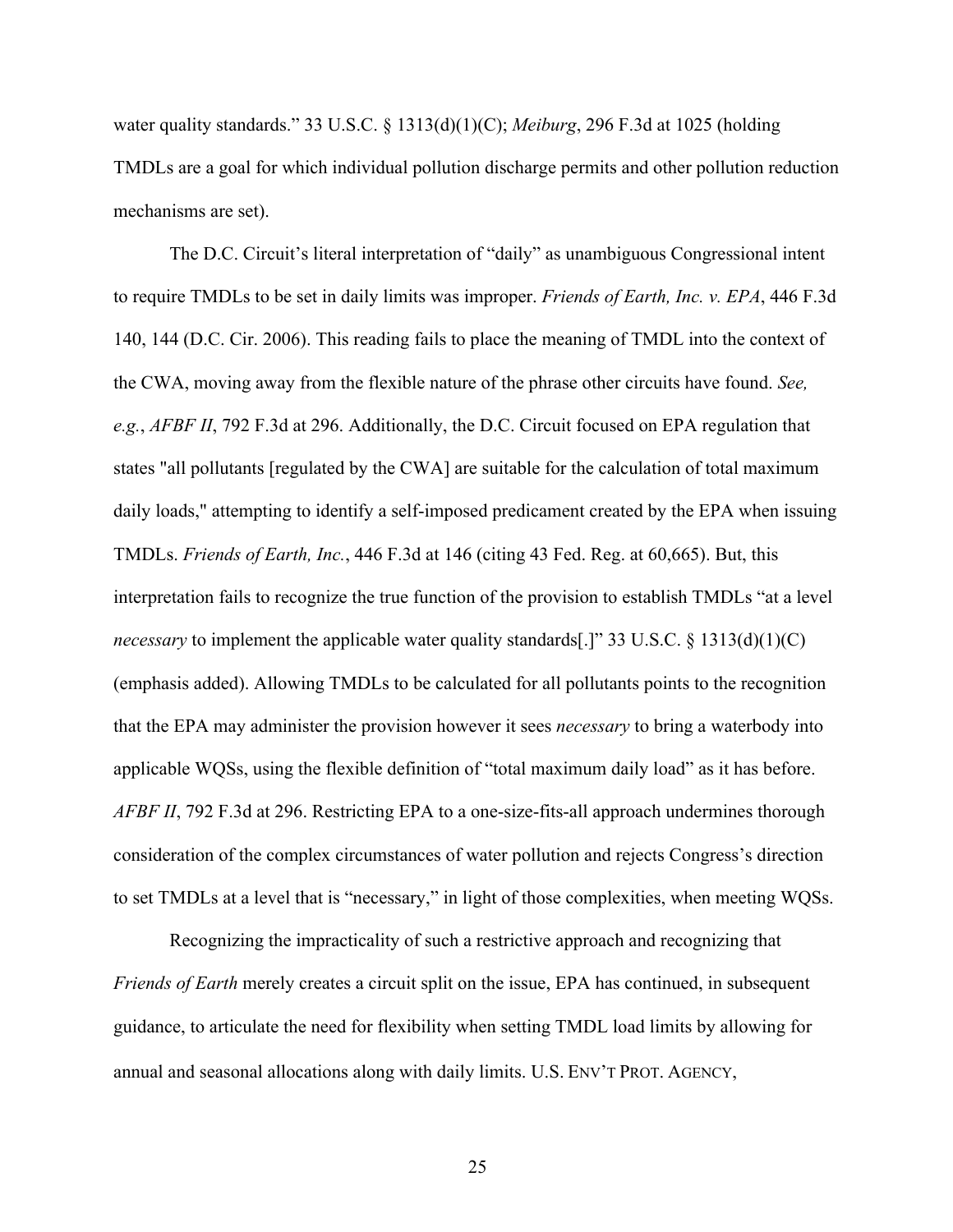water quality standards." 33 U.S.C. § 1313(d)(1)(C); *Meiburg*, 296 F.3d at 1025 (holding TMDLs are a goal for which individual pollution discharge permits and other pollution reduction mechanisms are set).

The D.C. Circuit's literal interpretation of "daily" as unambiguous Congressional intent to require TMDLs to be set in daily limits was improper. *Friends of Earth, Inc. v. EPA*, 446 F.3d 140, 144 (D.C. Cir. 2006). This reading fails to place the meaning of TMDL into the context of the CWA, moving away from the flexible nature of the phrase other circuits have found. *See, e.g.*, *AFBF II*, 792 F.3d at 296. Additionally, the D.C. Circuit focused on EPA regulation that states "all pollutants [regulated by the CWA] are suitable for the calculation of total maximum daily loads," attempting to identify a self-imposed predicament created by the EPA when issuing TMDLs. *Friends of Earth, Inc.*, 446 F.3d at 146 (citing 43 Fed. Reg. at 60,665). But, this interpretation fails to recognize the true function of the provision to establish TMDLs "at a level *necessary* to implement the applicable water quality standards[.]" 33 U.S.C. § 1313(d)(1)(C) (emphasis added). Allowing TMDLs to be calculated for all pollutants points to the recognition that the EPA may administer the provision however it sees *necessary* to bring a waterbody into applicable WQSs, using the flexible definition of "total maximum daily load" as it has before. *AFBF II*, 792 F.3d at 296. Restricting EPA to a one-size-fits-all approach undermines thorough consideration of the complex circumstances of water pollution and rejects Congress's direction to set TMDLs at a level that is "necessary," in light of those complexities, when meeting WQSs.

Recognizing the impracticality of such a restrictive approach and recognizing that *Friends of Earth* merely creates a circuit split on the issue, EPA has continued, in subsequent guidance, to articulate the need for flexibility when setting TMDL load limits by allowing for annual and seasonal allocations along with daily limits. U.S. ENV'T PROT. AGENCY,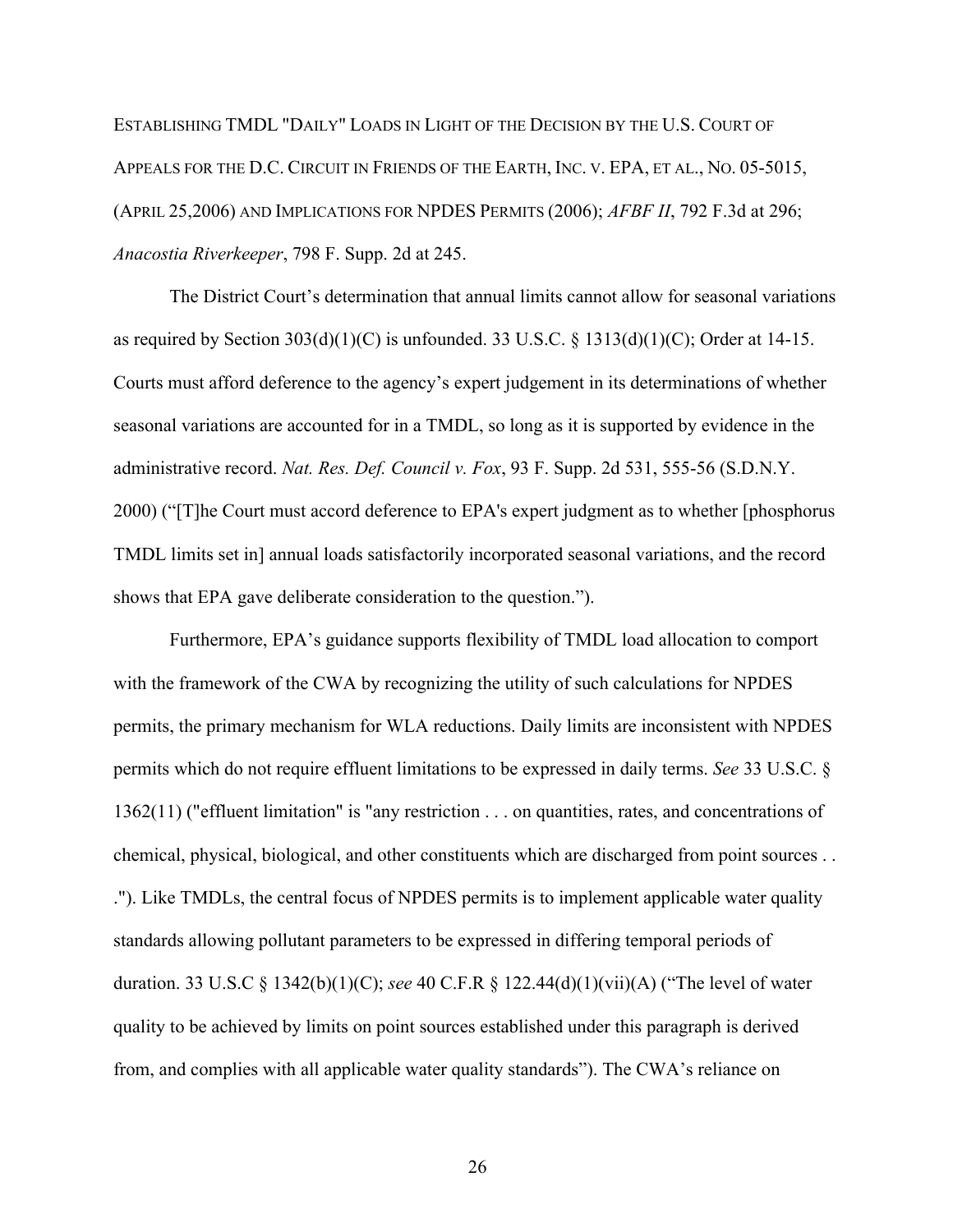ESTABLISHING TMDL "DAILY" LOADS IN LIGHT OF THE DECISION BY THE U.S. COURT OF APPEALS FOR THE D.C. CIRCUIT IN FRIENDS OF THE EARTH, INC. V. EPA, ET AL., NO. 05-5015, (APRIL 25,2006) AND IMPLICATIONS FOR NPDES PERMITS (2006); *AFBF II*, 792 F.3d at 296; *Anacostia Riverkeeper*, 798 F. Supp. 2d at 245.

The District Court's determination that annual limits cannot allow for seasonal variations as required by Section 303(d)(1)(C) is unfounded. 33 U.S.C. § 1313(d)(1)(C); Order at 14-15. Courts must afford deference to the agency's expert judgement in its determinations of whether seasonal variations are accounted for in a TMDL, so long as it is supported by evidence in the administrative record. *Nat. Res. Def. Council v. Fox*, 93 F. Supp. 2d 531, 555-56 (S.D.N.Y. 2000) ("[T]he Court must accord deference to EPA's expert judgment as to whether [phosphorus TMDL limits set in] annual loads satisfactorily incorporated seasonal variations, and the record shows that EPA gave deliberate consideration to the question.").

Furthermore, EPA's guidance supports flexibility of TMDL load allocation to comport with the framework of the CWA by recognizing the utility of such calculations for NPDES permits, the primary mechanism for WLA reductions. Daily limits are inconsistent with NPDES permits which do not require effluent limitations to be expressed in daily terms. *See* 33 U.S.C. § 1362(11) ("effluent limitation" is "any restriction . . . on quantities, rates, and concentrations of chemical, physical, biological, and other constituents which are discharged from point sources . . ."). Like TMDLs, the central focus of NPDES permits is to implement applicable water quality standards allowing pollutant parameters to be expressed in differing temporal periods of duration. 33 U.S.C § 1342(b)(1)(C); *see* 40 C.F.R § 122.44(d)(1)(vii)(A) ("The level of water quality to be achieved by limits on point sources established under this paragraph is derived from, and complies with all applicable water quality standards"). The CWA's reliance on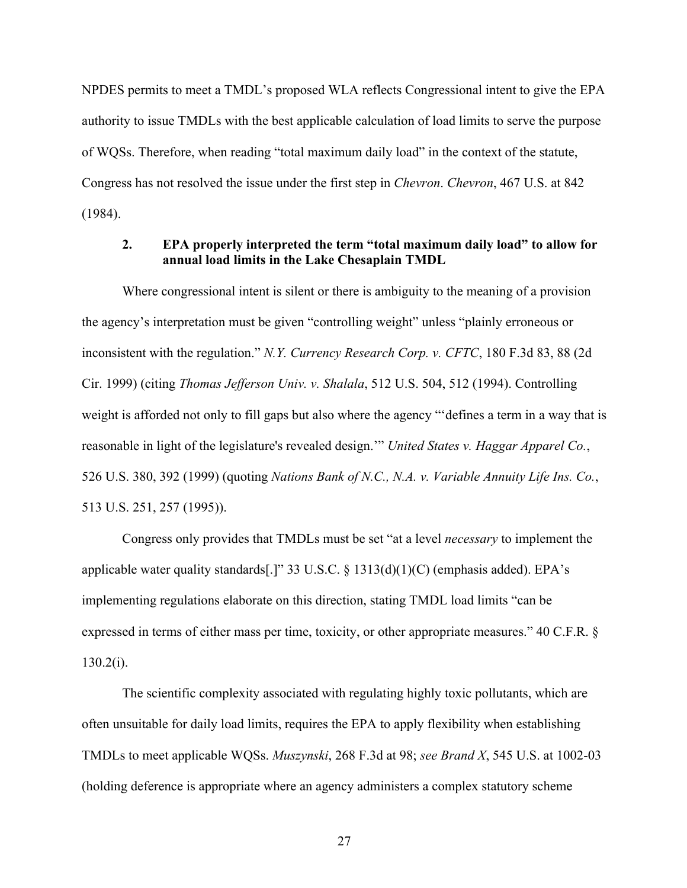NPDES permits to meet a TMDL's proposed WLA reflects Congressional intent to give the EPA authority to issue TMDLs with the best applicable calculation of load limits to serve the purpose of WQSs. Therefore, when reading "total maximum daily load" in the context of the statute, Congress has not resolved the issue under the first step in *Chevron*. *Chevron*, 467 U.S. at 842 (1984).

### 2. EPA properly interpreted the term "total maximum daily load" to allow for annual load limits in the Lake Chesaplain TMDL

Where congressional intent is silent or there is ambiguity to the meaning of a provision the agency's interpretation must be given "controlling weight" unless "plainly erroneous or inconsistent with the regulation." *N.Y. Currency Research Corp. v. CFTC*, 180 F.3d 83, 88 (2d Cir. 1999) (citing *Thomas Jefferson Univ. v. Shalala*, 512 U.S. 504, 512 (1994). Controlling weight is afforded not only to fill gaps but also where the agency "'defines a term in a way that is reasonable in light of the legislature's revealed design.'" *United States v. Haggar Apparel Co.*, 526 U.S. 380, 392 (1999) (quoting *Nations Bank of N.C., N.A. v. Variable Annuity Life Ins. Co.*, 513 U.S. 251, 257 (1995)).

Congress only provides that TMDLs must be set "at a level *necessary* to implement the applicable water quality standards[.]" 33 U.S.C. § 1313(d)(1)(C) (emphasis added). EPA's implementing regulations elaborate on this direction, stating TMDL load limits "can be expressed in terms of either mass per time, toxicity, or other appropriate measures." 40 C.F.R. § 130.2(i).

The scientific complexity associated with regulating highly toxic pollutants, which are often unsuitable for daily load limits, requires the EPA to apply flexibility when establishing TMDLs to meet applicable WQSs. *Muszynski*, 268 F.3d at 98; *see Brand X*, 545 U.S. at 1002-03 (holding deference is appropriate where an agency administers a complex statutory scheme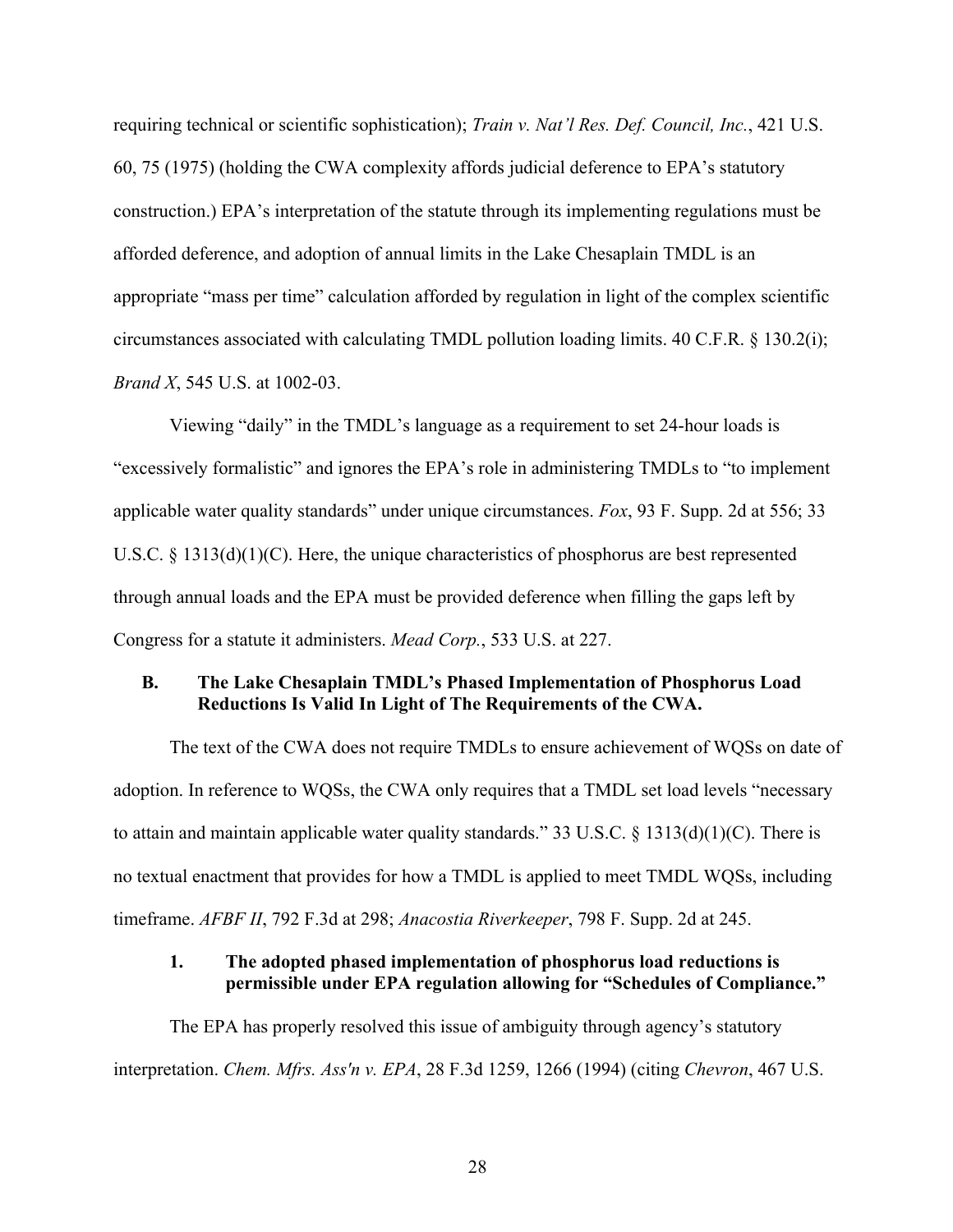requiring technical or scientific sophistication); *Train v. Nat'l Res. Def. Council, Inc.*, 421 U.S. 60, 75 (1975) (holding the CWA complexity affords judicial deference to EPA's statutory construction.) EPA's interpretation of the statute through its implementing regulations must be afforded deference, and adoption of annual limits in the Lake Chesaplain TMDL is an appropriate "mass per time" calculation afforded by regulation in light of the complex scientific circumstances associated with calculating TMDL pollution loading limits. 40 C.F.R. § 130.2(i); *Brand X*, 545 U.S. at 1002-03.

Viewing "daily" in the TMDL's language as a requirement to set 24-hour loads is "excessively formalistic" and ignores the EPA's role in administering TMDLs to "to implement applicable water quality standards" under unique circumstances. *Fox*, 93 F. Supp. 2d at 556; 33 U.S.C. § 1313(d)(1)(C). Here, the unique characteristics of phosphorus are best represented through annual loads and the EPA must be provided deference when filling the gaps left by Congress for a statute it administers. *Mead Corp.*, 533 U.S. at 227.

### B. The Lake Chesaplain TMDL's Phased Implementation of Phosphorus Load Reductions Is Valid In Light of The Requirements of the CWA.

The text of the CWA does not require TMDLs to ensure achievement of WQSs on date of adoption. In reference to WQSs, the CWA only requires that a TMDL set load levels "necessary to attain and maintain applicable water quality standards." 33 U.S.C. § 1313(d)(1)(C). There is no textual enactment that provides for how a TMDL is applied to meet TMDL WQSs, including timeframe. *AFBF II*, 792 F.3d at 298; *Anacostia Riverkeeper*, 798 F. Supp. 2d at 245.

#### 1. The adopted phased implementation of phosphorus load reductions is permissible under EPA regulation allowing for "Schedules of Compliance."

The EPA has properly resolved this issue of ambiguity through agency's statutory interpretation. *Chem. Mfrs. Ass'n v. EPA*, 28 F.3d 1259, 1266 (1994) (citing *Chevron*, 467 U.S.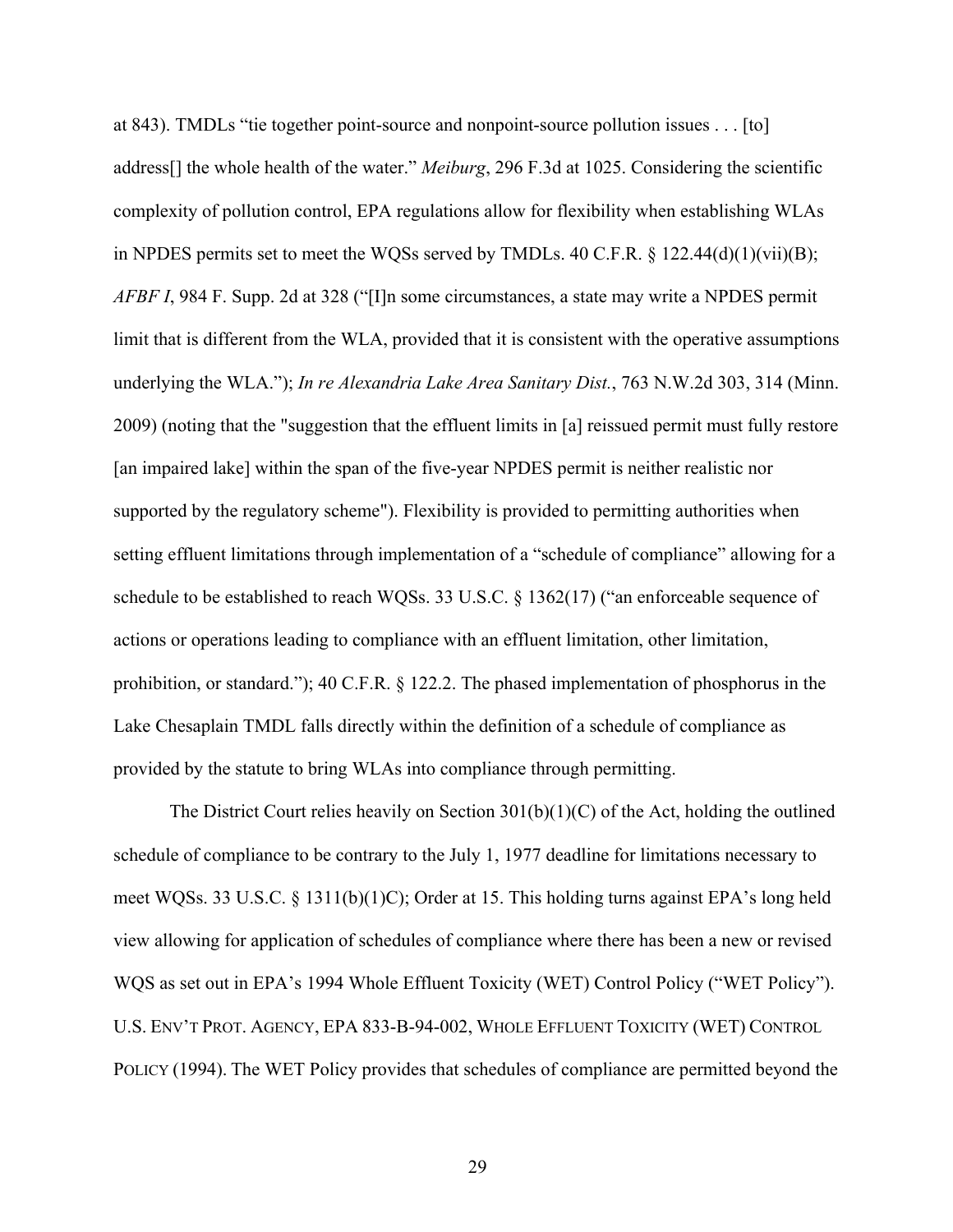at 843). TMDLs "tie together point-source and nonpoint-source pollution issues . . . [to] address[] the whole health of the water." *Meiburg*, 296 F.3d at 1025. Considering the scientific complexity of pollution control, EPA regulations allow for flexibility when establishing WLAs in NPDES permits set to meet the WQSs served by TMDLs. 40 C.F.R. § 122.44(d)(1)(vii)(B); *AFBF I*, 984 F. Supp. 2d at 328 ("[I]n some circumstances, a state may write a NPDES permit limit that is different from the WLA, provided that it is consistent with the operative assumptions underlying the WLA."); *In re Alexandria Lake Area Sanitary Dist.*, 763 N.W.2d 303, 314 (Minn. 2009) (noting that the "suggestion that the effluent limits in [a] reissued permit must fully restore [an impaired lake] within the span of the five-year NPDES permit is neither realistic nor supported by the regulatory scheme"). Flexibility is provided to permitting authorities when setting effluent limitations through implementation of a "schedule of compliance" allowing for a schedule to be established to reach WQSs. 33 U.S.C. § 1362(17) ("an enforceable sequence of actions or operations leading to compliance with an effluent limitation, other limitation, prohibition, or standard."); 40 C.F.R. § 122.2. The phased implementation of phosphorus in the Lake Chesaplain TMDL falls directly within the definition of a schedule of compliance as provided by the statute to bring WLAs into compliance through permitting.

The District Court relies heavily on Section 301(b)(1)(C) of the Act, holding the outlined schedule of compliance to be contrary to the July 1, 1977 deadline for limitations necessary to meet WQSs. 33 U.S.C. § 1311(b)(1)C); Order at 15. This holding turns against EPA's long held view allowing for application of schedules of compliance where there has been a new or revised WQS as set out in EPA's 1994 Whole Effluent Toxicity (WET) Control Policy ("WET Policy"). U.S. ENV'T PROT. AGENCY, EPA 833-B-94-002, WHOLE EFFLUENT TOXICITY (WET) CONTROL POLICY (1994). The WET Policy provides that schedules of compliance are permitted beyond the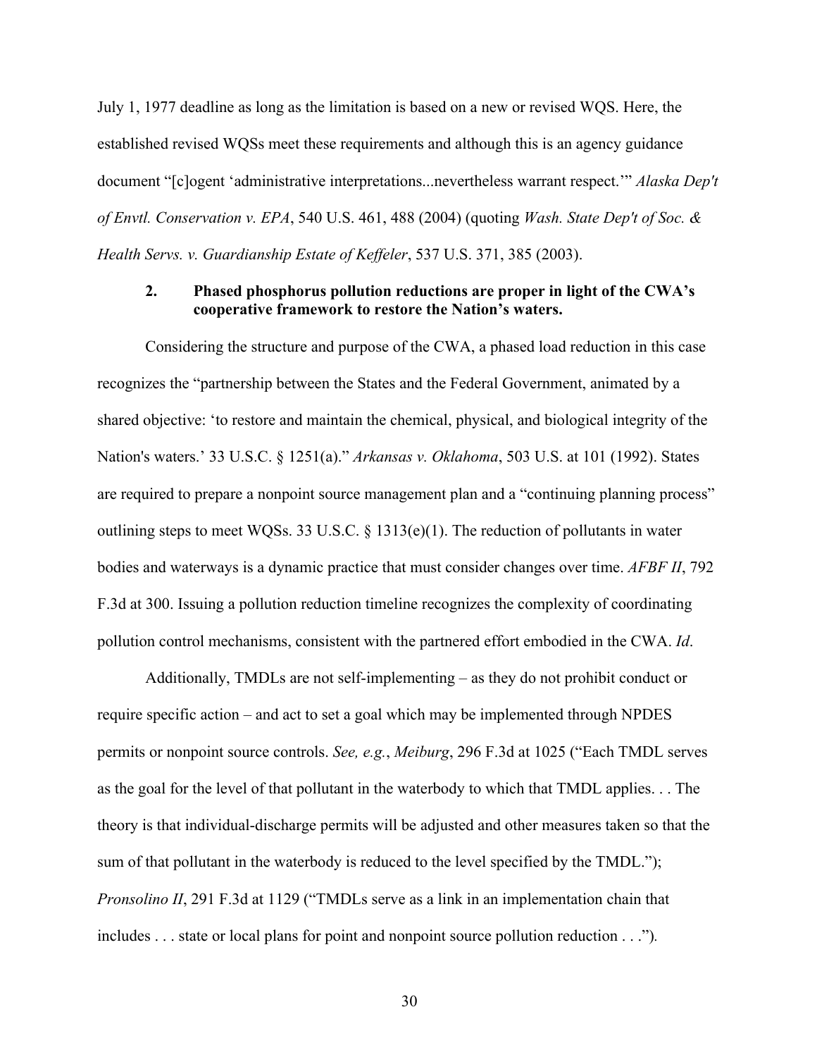July 1, 1977 deadline as long as the limitation is based on a new or revised WQS. Here, the established revised WQSs meet these requirements and although this is an agency guidance document "[c]ogent 'administrative interpretations...nevertheless warrant respect.'" *Alaska Dep't of Envtl. Conservation v. EPA*, 540 U.S. 461, 488 (2004) (quoting *Wash. State Dep't of Soc. & Health Servs. v. Guardianship Estate of Keffeler*, 537 U.S. 371, 385 (2003).

### 2. Phased phosphorus pollution reductions are proper in light of the CWA's cooperative framework to restore the Nation's waters.

Considering the structure and purpose of the CWA, a phased load reduction in this case recognizes the "partnership between the States and the Federal Government, animated by a shared objective: 'to restore and maintain the chemical, physical, and biological integrity of the Nation's waters.' 33 U.S.C. § 1251(a)." *Arkansas v. Oklahoma*, 503 U.S. at 101 (1992). States are required to prepare a nonpoint source management plan and a "continuing planning process" outlining steps to meet WQSs. 33 U.S.C. § 1313(e)(1). The reduction of pollutants in water bodies and waterways is a dynamic practice that must consider changes over time. *AFBF II*, 792 F.3d at 300. Issuing a pollution reduction timeline recognizes the complexity of coordinating pollution control mechanisms, consistent with the partnered effort embodied in the CWA. *Id*.

Additionally, TMDLs are not self-implementing – as they do not prohibit conduct or require specific action – and act to set a goal which may be implemented through NPDES permits or nonpoint source controls. *See, e.g.*, *Meiburg*, 296 F.3d at 1025 ("Each TMDL serves as the goal for the level of that pollutant in the waterbody to which that TMDL applies. . . The theory is that individual-discharge permits will be adjusted and other measures taken so that the sum of that pollutant in the waterbody is reduced to the level specified by the TMDL."); *Pronsolino II*, 291 F.3d at 1129 ("TMDLs serve as a link in an implementation chain that includes . . . state or local plans for point and nonpoint source pollution reduction . . .").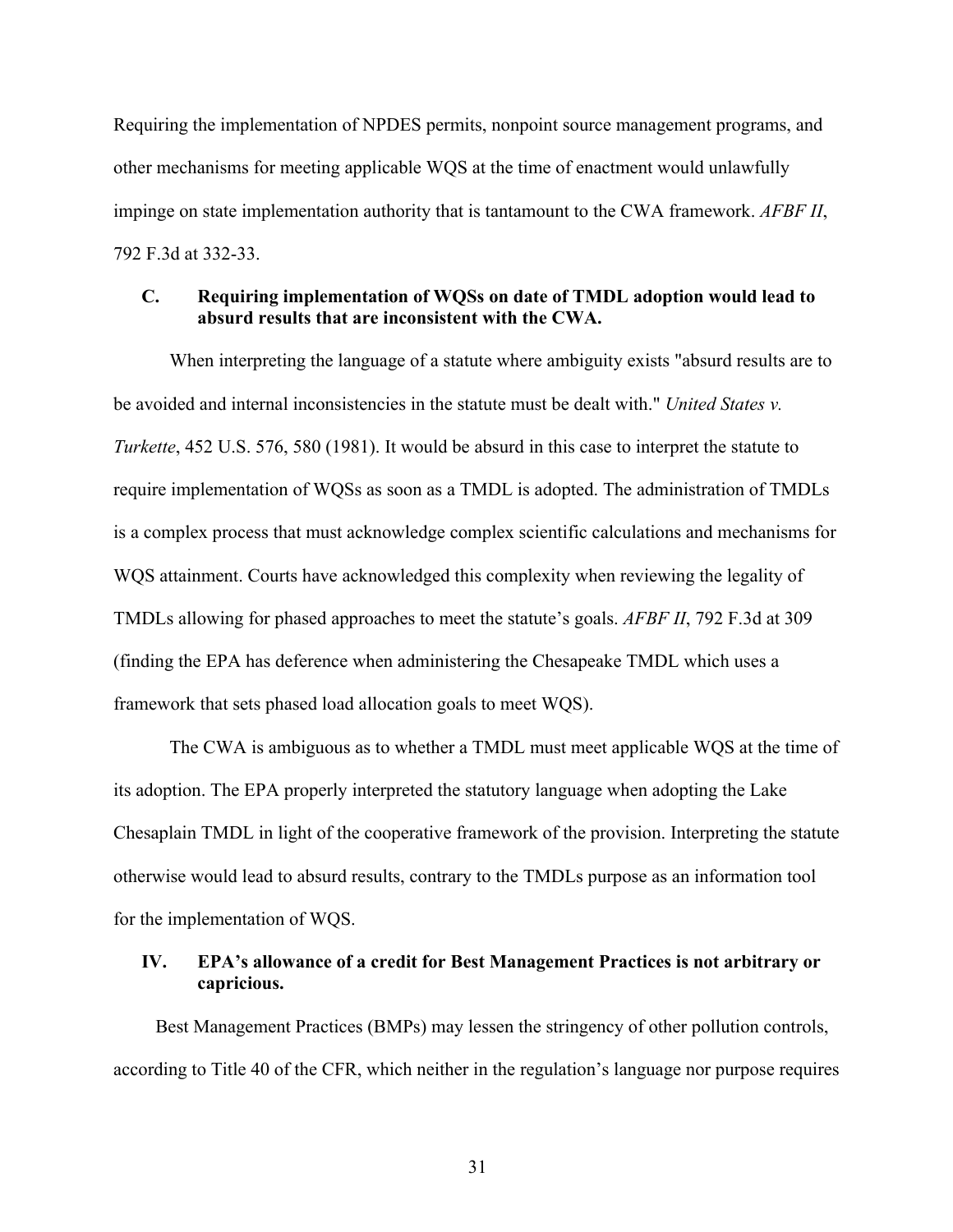Requiring the implementation of NPDES permits, nonpoint source management programs, and other mechanisms for meeting applicable WQS at the time of enactment would unlawfully impinge on state implementation authority that is tantamount to the CWA framework. *AFBF II*, 792 F.3d at 332-33.

### C. Requiring implementation of WQSs on date of TMDL adoption would lead to absurd results that are inconsistent with the CWA.

When interpreting the language of a statute where ambiguity exists "absurd results are to be avoided and internal inconsistencies in the statute must be dealt with." *United States v. Turkette*, 452 U.S. 576, 580 (1981). It would be absurd in this case to interpret the statute to require implementation of WQSs as soon as a TMDL is adopted. The administration of TMDLs is a complex process that must acknowledge complex scientific calculations and mechanisms for WQS attainment. Courts have acknowledged this complexity when reviewing the legality of TMDLs allowing for phased approaches to meet the statute's goals. *AFBF II*, 792 F.3d at 309 (finding the EPA has deference when administering the Chesapeake TMDL which uses a framework that sets phased load allocation goals to meet WQS).

The CWA is ambiguous as to whether a TMDL must meet applicable WQS at the time of its adoption. The EPA properly interpreted the statutory language when adopting the Lake Chesaplain TMDL in light of the cooperative framework of the provision. Interpreting the statute otherwise would lead to absurd results, contrary to the TMDLs purpose as an information tool for the implementation of WQS.

## IV. EPA's allowance of a credit for Best Management Practices is not arbitrary or capricious.

Best Management Practices (BMPs) may lessen the stringency of other pollution controls, according to Title 40 of the CFR, which neither in the regulation's language nor purpose requires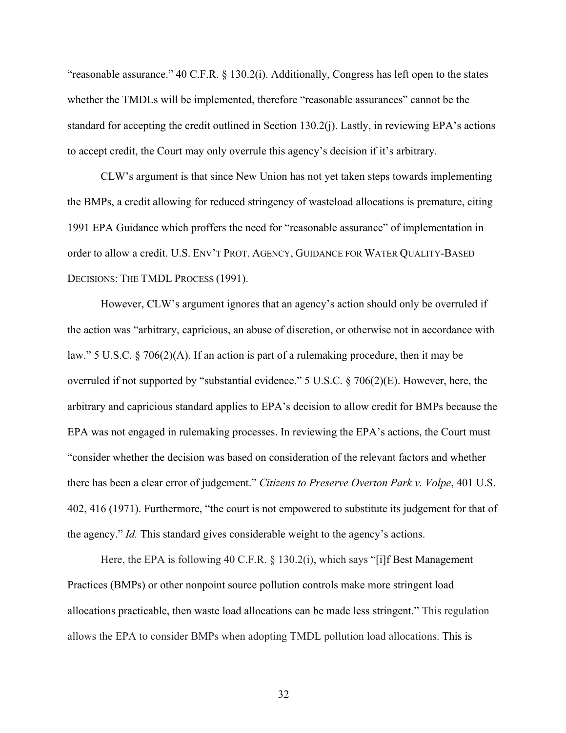"reasonable assurance." 40 C.F.R. § 130.2(i). Additionally, Congress has left open to the states whether the TMDLs will be implemented, therefore "reasonable assurances" cannot be the standard for accepting the credit outlined in Section 130.2(j). Lastly, in reviewing EPA's actions to accept credit, the Court may only overrule this agency's decision if it's arbitrary.

CLW's argument is that since New Union has not yet taken steps towards implementing the BMPs, a credit allowing for reduced stringency of wasteload allocations is premature, citing 1991 EPA Guidance which proffers the need for "reasonable assurance" of implementation in order to allow a credit. U.S. ENV'T PROT. AGENCY, GUIDANCE FOR WATER QUALITY-BASED DECISIONS: THE TMDL PROCESS (1991).

However, CLW's argument ignores that an agency's action should only be overruled if the action was "arbitrary, capricious, an abuse of discretion, or otherwise not in accordance with law." 5 U.S.C. § 706(2)(A). If an action is part of a rulemaking procedure, then it may be overruled if not supported by "substantial evidence." 5 U.S.C. § 706(2)(E). However, here, the arbitrary and capricious standard applies to EPA's decision to allow credit for BMPs because the EPA was not engaged in rulemaking processes. In reviewing the EPA's actions, the Court must "consider whether the decision was based on consideration of the relevant factors and whether there has been a clear error of judgement." *Citizens to Preserve Overton Park v. Volpe*, 401 U.S. 402, 416 (1971). Furthermore, "the court is not empowered to substitute its judgement for that of the agency." *Id.* This standard gives considerable weight to the agency's actions.

Here, the EPA is following 40 C.F.R. § 130.2(i), which says "[i]f Best Management Practices (BMPs) or other nonpoint source pollution controls make more stringent load allocations practicable, then waste load allocations can be made less stringent." This regulation allows the EPA to consider BMPs when adopting TMDL pollution load allocations. This is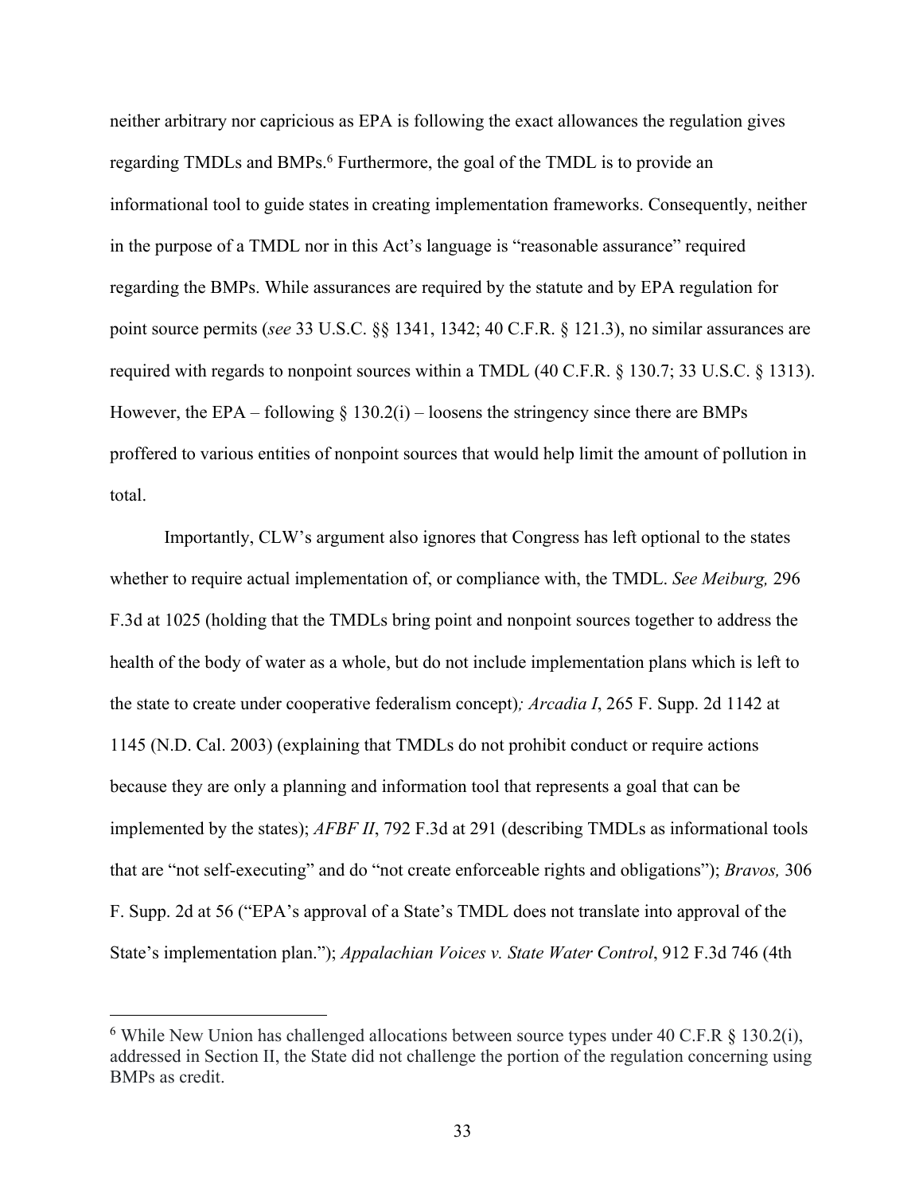neither arbitrary nor capricious as EPA is following the exact allowances the regulation gives regarding TMDLs and BMPs.[6] Furthermore, the goal of the TMDL is to provide an informational tool to guide states in creating implementation frameworks. Consequently, neither in the purpose of a TMDL nor in this Act's language is "reasonable assurance" required regarding the BMPs. While assurances are required by the statute and by EPA regulation for point source permits (*see* 33 U.S.C. §§ 1341, 1342; 40 C.F.R. § 121.3), no similar assurances are required with regards to nonpoint sources within a TMDL (40 C.F.R. § 130.7; 33 U.S.C. § 1313). However, the EPA – following § 130.2(i) – loosens the stringency since there are BMPs proffered to various entities of nonpoint sources that would help limit the amount of pollution in total.

Importantly, CLW's argument also ignores that Congress has left optional to the states whether to require actual implementation of, or compliance with, the TMDL. *See Meiburg,* 296 F.3d at 1025 (holding that the TMDLs bring point and nonpoint sources together to address the health of the body of water as a whole, but do not include implementation plans which is left to the state to create under cooperative federalism concept)*; Arcadia I*, 265 F. Supp. 2d 1142 at 1145 (N.D. Cal. 2003) (explaining that TMDLs do not prohibit conduct or require actions because they are only a planning and information tool that represents a goal that can be implemented by the states); *AFBF II*, 792 F.3d at 291 (describing TMDLs as informational tools that are "not self-executing" and do "not create enforceable rights and obligations"); *Bravos,* 306 F. Supp. 2d at 56 ("EPA's approval of a State's TMDL does not translate into approval of the State's implementation plan."); *Appalachian Voices v. State Water Control*, 912 F.3d 746 (4th

[6] While New Union has challenged allocations between source types under 40 C.F.R § 130.2(i), addressed in Section II, the State did not challenge the portion of the regulation concerning using BMPs as credit.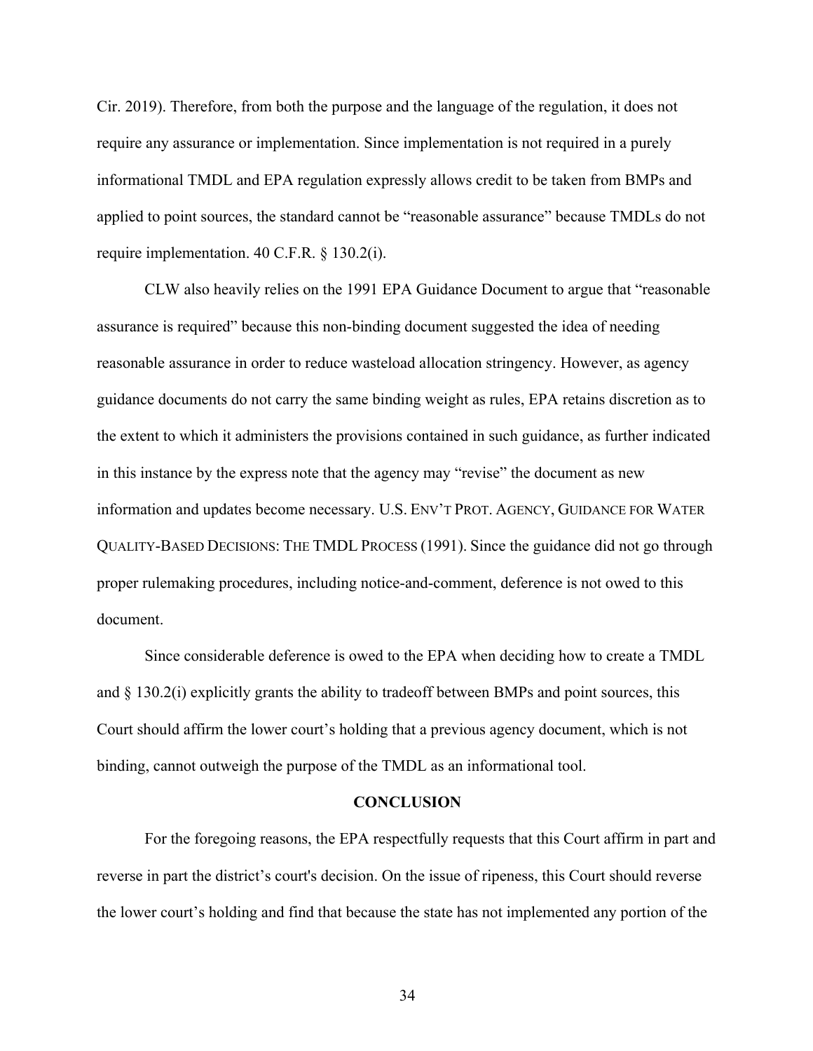Cir. 2019). Therefore, from both the purpose and the language of the regulation, it does not require any assurance or implementation. Since implementation is not required in a purely informational TMDL and EPA regulation expressly allows credit to be taken from BMPs and applied to point sources, the standard cannot be "reasonable assurance" because TMDLs do not require implementation. 40 C.F.R. § 130.2(i).

CLW also heavily relies on the 1991 EPA Guidance Document to argue that "reasonable assurance is required" because this non-binding document suggested the idea of needing reasonable assurance in order to reduce wasteload allocation stringency. However, as agency guidance documents do not carry the same binding weight as rules, EPA retains discretion as to the extent to which it administers the provisions contained in such guidance, as further indicated in this instance by the express note that the agency may "revise" the document as new information and updates become necessary. U.S. ENV'T PROT. AGENCY, GUIDANCE FOR WATER QUALITY-BASED DECISIONS: THE TMDL PROCESS (1991). Since the guidance did not go through proper rulemaking procedures, including notice-and-comment, deference is not owed to this document.

Since considerable deference is owed to the EPA when deciding how to create a TMDL and § 130.2(i) explicitly grants the ability to tradeoff between BMPs and point sources, this Court should affirm the lower court's holding that a previous agency document, which is not binding, cannot outweigh the purpose of the TMDL as an informational tool.

## CONCLUSION

For the foregoing reasons, the EPA respectfully requests that this Court affirm in part and reverse in part the district's court's decision. On the issue of ripeness, this Court should reverse the lower court's holding and find that because the state has not implemented any portion of the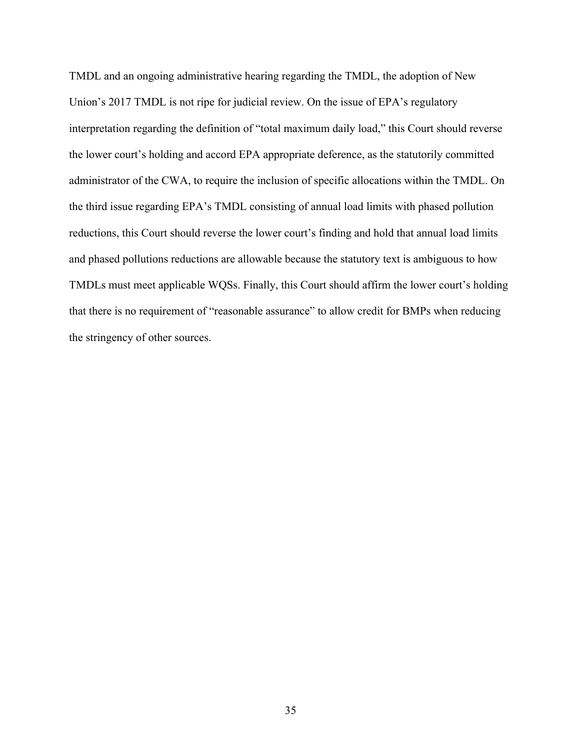TMDL and an ongoing administrative hearing regarding the TMDL, the adoption of New Union's 2017 TMDL is not ripe for judicial review. On the issue of EPA's regulatory interpretation regarding the definition of "total maximum daily load," this Court should reverse the lower court's holding and accord EPA appropriate deference, as the statutorily committed administrator of the CWA, to require the inclusion of specific allocations within the TMDL. On the third issue regarding EPA's TMDL consisting of annual load limits with phased pollution reductions, this Court should reverse the lower court's finding and hold that annual load limits and phased pollutions reductions are allowable because the statutory text is ambiguous to how TMDLs must meet applicable WQSs. Finally, this Court should affirm the lower court's holding that there is no requirement of "reasonable assurance" to allow credit for BMPs when reducing the stringency of other sources.